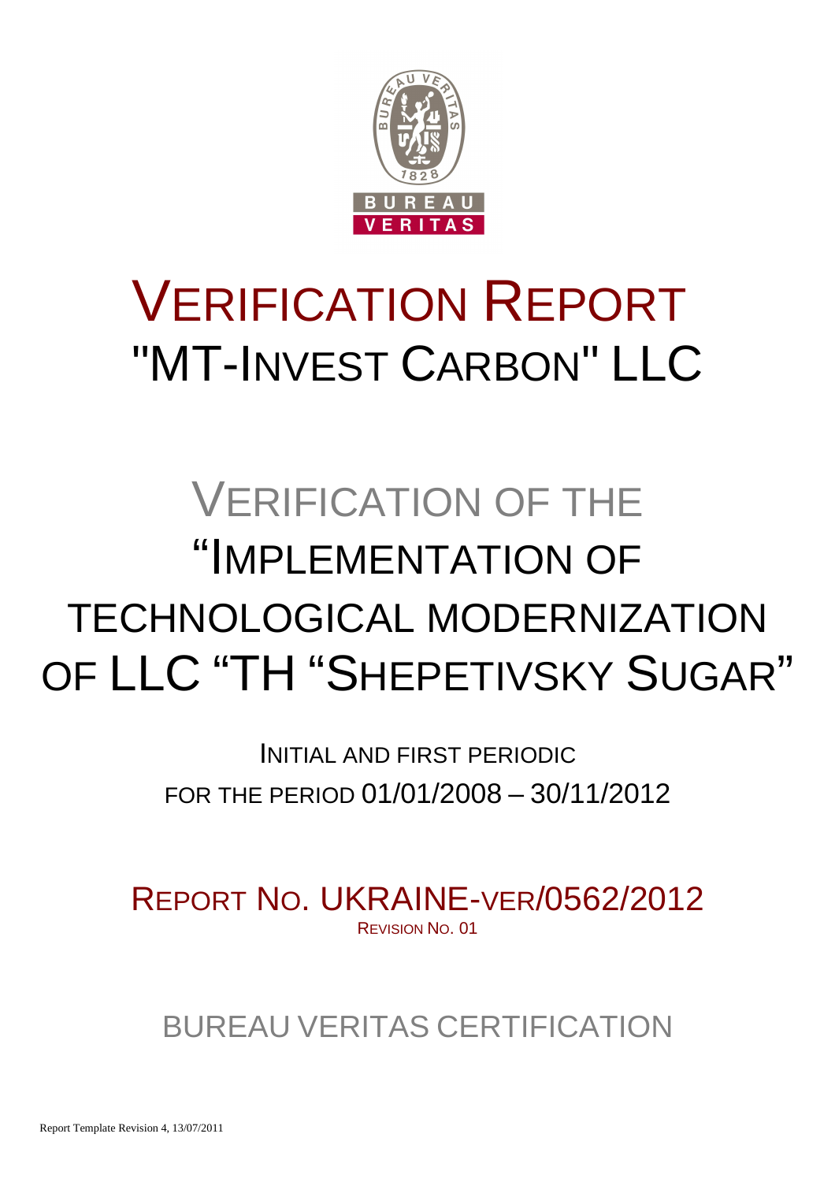# VERIFICATION REPORT
# "MT-INVEST CARBON" LLC

## VERIFICATION OF THE "IMPLEMENTATION OF TECHNOLOGICAL MODERNIZATION OF LLC "TH "SHEPETIVSKY SUGAR"

INITIAL AND FIRST PERIODIC
FOR THE PERIOD 01/01/2008 – 30/11/2012

REPORT NO. UKRAINE-VER/0562/2012
REVISION NO. 01

BUREAU VERITAS CERTIFICATION

Report Template Revision 4, 13/07/2011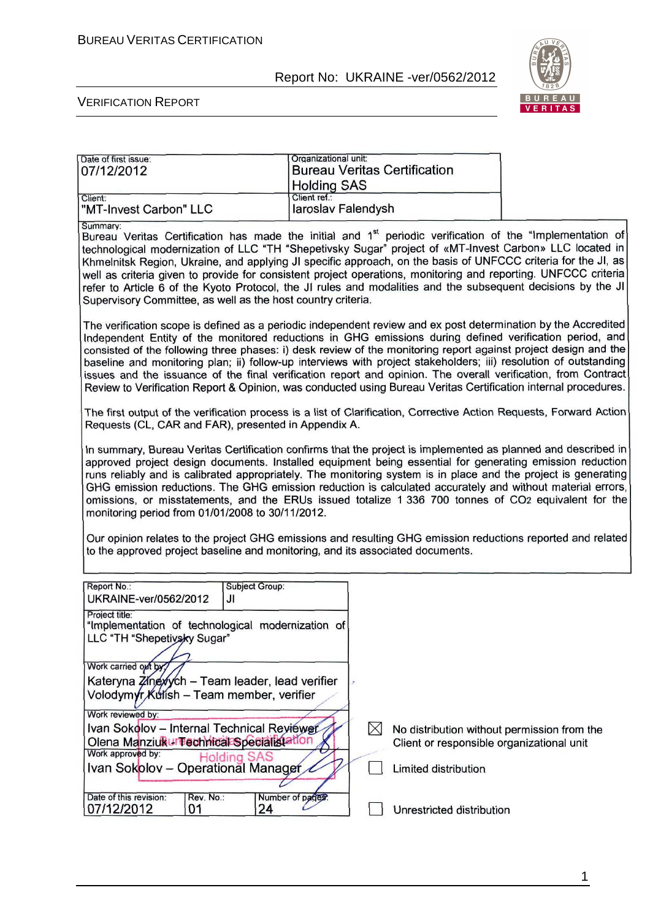| Date of first issue: 07/12/2012 | Organizational unit: Bureau Veritas Certification Holding SAS |
|---|---|
| Client: "MT-Invest Carbon" LLC | Client ref.: Iaroslav Falendysh |

Summary:

Bureau Veritas Certification has made the initial and 1st periodic verification of the "Implementation of technological modernization of LLC "TH "Shepetivsky Sugar" project of «MT-Invest Carbon» LLC located in Khmelnitsk Region, Ukraine, and applying JI specific approach, on the basis of UNFCCC criteria for the JI, as well as criteria given to provide for consistent project operations, monitoring and reporting. UNFCCC criteria refer to Article 6 of the Kyoto Protocol, the JI rules and modalities and the subsequent decisions by the JI Supervisory Committee, as well as the host country criteria.

The verification scope is defined as a periodic independent review and ex post determination by the Accredited Independent Entity of the monitored reductions in GHG emissions during defined verification period, and consisted of the following three phases: i) desk review of the monitoring report against project design and the baseline and monitoring plan; ii) follow-up interviews with project stakeholders; iii) resolution of outstanding issues and the issuance of the final verification report and opinion. The overall verification, from Contract Review to Verification Report & Opinion, was conducted using Bureau Veritas Certification internal procedures.

The first output of the verification process is a list of Clarification, Corrective Action Requests, Forward Action Requests (CL, CAR and FAR), presented in Appendix A.

In summary, Bureau Veritas Certification confirms that the project is implemented as planned and described in approved project design documents. Installed equipment being essential for generating emission reduction runs reliably and is calibrated appropriately. The monitoring system is in place and the project is generating GHG emission reductions. The GHG emission reduction is calculated accurately and without material errors, omissions, or misstatements, and the ERUs issued totalize 1 336 700 tonnes of $CO_2$ equivalent for the monitoring period from 01/01/2008 to 30/11/2012.

Our opinion relates to the project GHG emissions and resulting GHG emission reductions reported and related to the approved project baseline and monitoring, and its associated documents.

| Report No.: UKRAINE-ver/0562/2012 | Subject Group: JI | |
|---|---|---|
| Project title: "Implementation of technological modernization of LLC "TH "Shepetivsky Sugar" | | |
| Work carried out by: Kateryna Zinevych – Team leader, lead verifier; Volodymyr Kulish – Team member, verifier | | |
| Work reviewed by: Ivan Sokolov – Internal Technical Reviewer; Olena Manziuk – Technical Specialist | | |
| Work approved by: Ivan Sokolov – Operational Manager | | |
| Date of this revision: 07/12/2012 | Rev. No.: 01 | Number of pages: 24 |

☒ No distribution without permission from the Client or responsible organizational unit

☐ Limited distribution

☐ Unrestricted distribution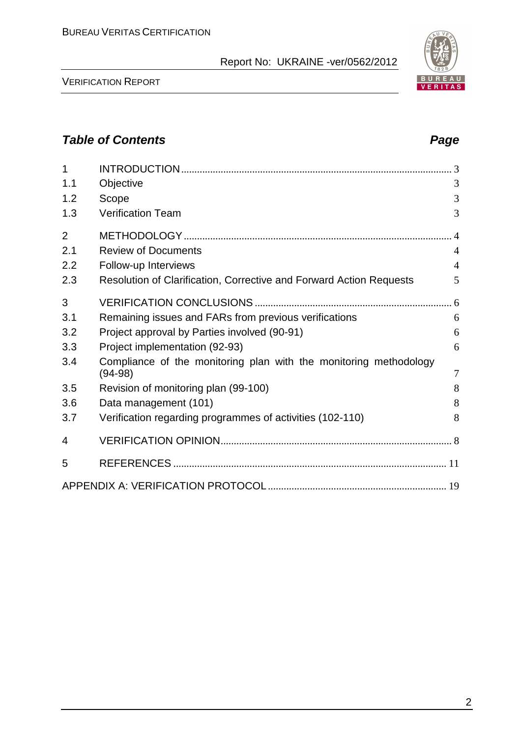## *Table of Contents* *Page*

| | | |
|---|---|---|
| 1 | INTRODUCTION | 3 |
| 1.1 | Objective | 3 |
| 1.2 | Scope | 3 |
| 1.3 | Verification Team | 3 |
| 2 | METHODOLOGY | 4 |
| 2.1 | Review of Documents | 4 |
| 2.2 | Follow-up Interviews | 4 |
| 2.3 | Resolution of Clarification, Corrective and Forward Action Requests | 5 |
| 3 | VERIFICATION CONCLUSIONS | 6 |
| 3.1 | Remaining issues and FARs from previous verifications | 6 |
| 3.2 | Project approval by Parties involved (90-91) | 6 |
| 3.3 | Project implementation (92-93) | 6 |
| 3.4 | Compliance of the monitoring plan with the monitoring methodology (94-98) | 7 |
| 3.5 | Revision of monitoring plan (99-100) | 8 |
| 3.6 | Data management (101) | 8 |
| 3.7 | Verification regarding programmes of activities (102-110) | 8 |
| 4 | VERIFICATION OPINION | 8 |
| 5 | REFERENCES | 11 |
| | APPENDIX A: VERIFICATION PROTOCOL | 19 |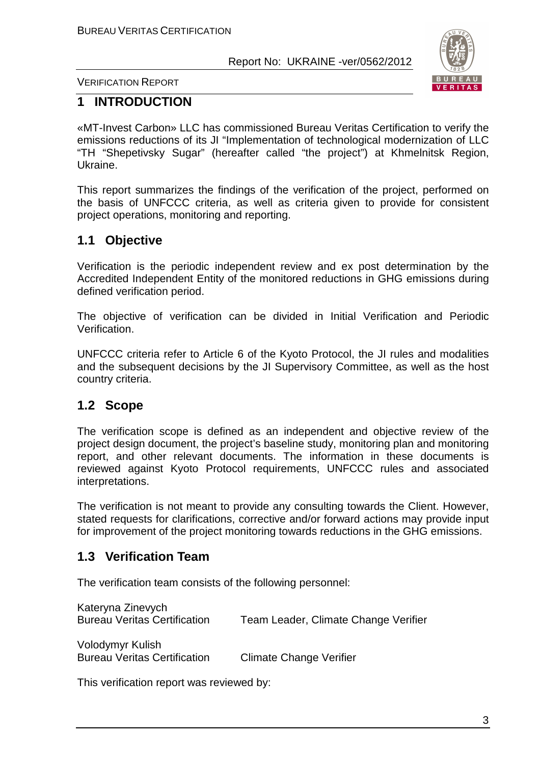# 1 INTRODUCTION

«MT-Invest Carbon» LLC has commissioned Bureau Veritas Certification to verify the emissions reductions of its JI "Implementation of technological modernization of LLC "TH "Shepetivsky Sugar" (hereafter called "the project") at Khmelnitsk Region, Ukraine.

This report summarizes the findings of the verification of the project, performed on the basis of UNFCCC criteria, as well as criteria given to provide for consistent project operations, monitoring and reporting.

## 1.1 Objective

Verification is the periodic independent review and ex post determination by the Accredited Independent Entity of the monitored reductions in GHG emissions during defined verification period.

The objective of verification can be divided in Initial Verification and Periodic Verification.

UNFCCC criteria refer to Article 6 of the Kyoto Protocol, the JI rules and modalities and the subsequent decisions by the JI Supervisory Committee, as well as the host country criteria.

## 1.2 Scope

The verification scope is defined as an independent and objective review of the project design document, the project's baseline study, monitoring plan and monitoring report, and other relevant documents. The information in these documents is reviewed against Kyoto Protocol requirements, UNFCCC rules and associated interpretations.

The verification is not meant to provide any consulting towards the Client. However, stated requests for clarifications, corrective and/or forward actions may provide input for improvement of the project monitoring towards reductions in the GHG emissions.

## 1.3 Verification Team

The verification team consists of the following personnel:

Kateryna Zinevych
Bureau Veritas Certification — Team Leader, Climate Change Verifier

Volodymyr Kulish
Bureau Veritas Certification — Climate Change Verifier

This verification report was reviewed by: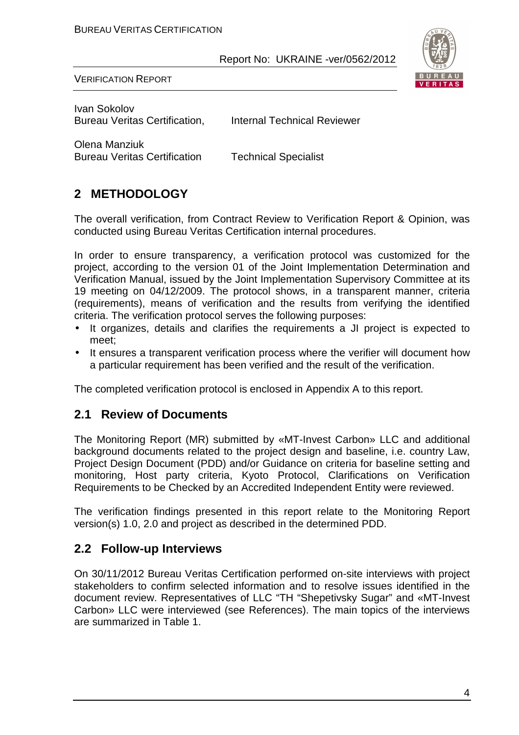Ivan Sokolov
Bureau Veritas Certification, Internal Technical Reviewer

Olena Manziuk
Bureau Veritas Certification Technical Specialist

## 2 METHODOLOGY

The overall verification, from Contract Review to Verification Report & Opinion, was conducted using Bureau Veritas Certification internal procedures.

In order to ensure transparency, a verification protocol was customized for the project, according to the version 01 of the Joint Implementation Determination and Verification Manual, issued by the Joint Implementation Supervisory Committee at its 19 meeting on 04/12/2009. The protocol shows, in a transparent manner, criteria (requirements), means of verification and the results from verifying the identified criteria. The verification protocol serves the following purposes:

- It organizes, details and clarifies the requirements a JI project is expected to meet;
- It ensures a transparent verification process where the verifier will document how a particular requirement has been verified and the result of the verification.

The completed verification protocol is enclosed in Appendix A to this report.

### 2.1 Review of Documents

The Monitoring Report (MR) submitted by «MT-Invest Carbon» LLC and additional background documents related to the project design and baseline, i.e. country Law, Project Design Document (PDD) and/or Guidance on criteria for baseline setting and monitoring, Host party criteria, Kyoto Protocol, Clarifications on Verification Requirements to be Checked by an Accredited Independent Entity were reviewed.

The verification findings presented in this report relate to the Monitoring Report version(s) 1.0, 2.0 and project as described in the determined PDD.

### 2.2 Follow-up Interviews

On 30/11/2012 Bureau Veritas Certification performed on-site interviews with project stakeholders to confirm selected information and to resolve issues identified in the document review. Representatives of LLC "TH "Shepetivsky Sugar" and «MT-Invest Carbon» LLC were interviewed (see References). The main topics of the interviews are summarized in Table 1.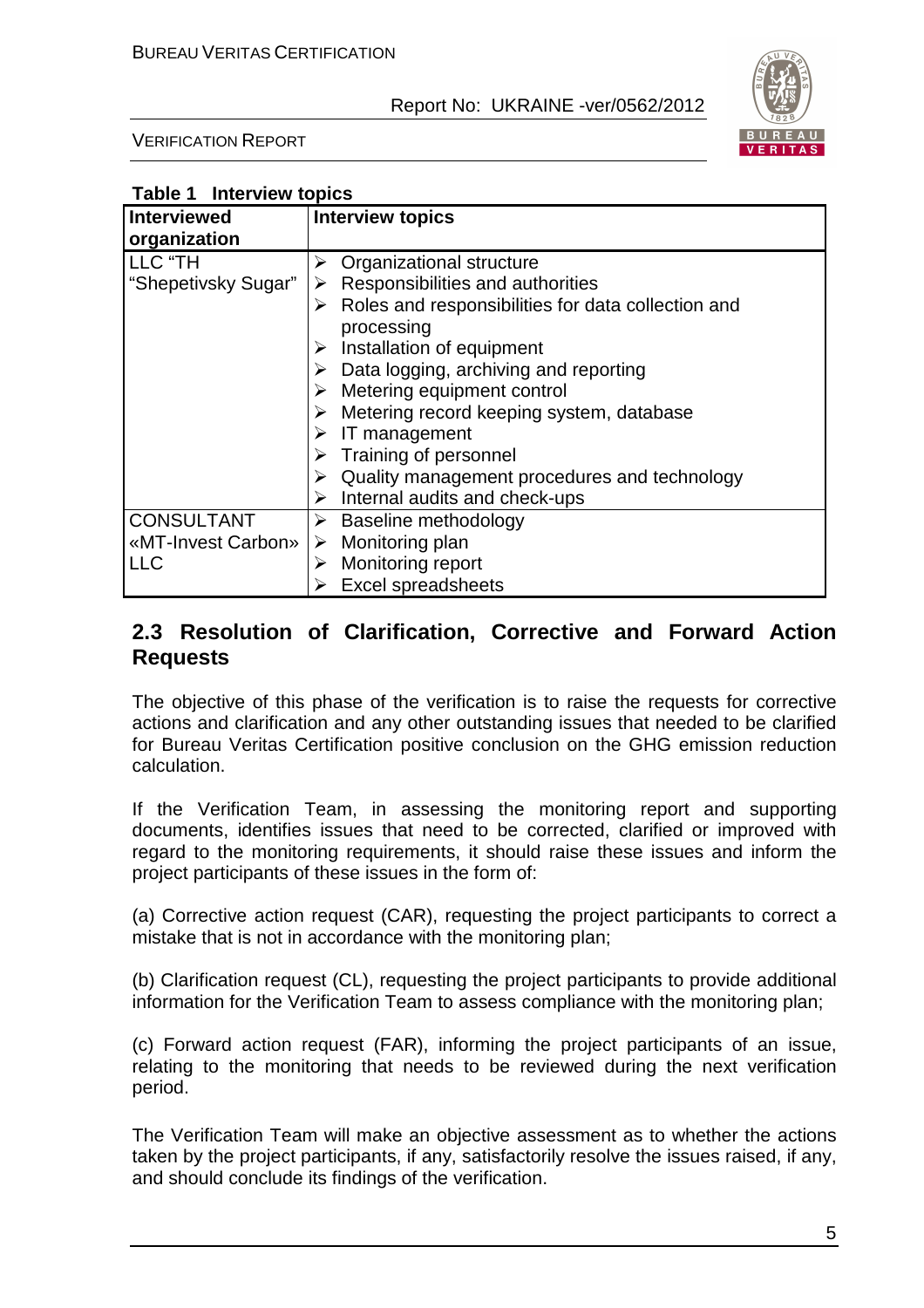**Table 1 Interview topics**

| Interviewed organization | Interview topics |
|---|---|
| LLC "TH "Shepetivsky Sugar" | ➢ Organizational structure<br>➢ Responsibilities and authorities<br>➢ Roles and responsibilities for data collection and processing<br>➢ Installation of equipment<br>➢ Data logging, archiving and reporting<br>➢ Metering equipment control<br>➢ Metering record keeping system, database<br>➢ IT management<br>➢ Training of personnel<br>➢ Quality management procedures and technology<br>➢ Internal audits and check-ups |
| CONSULTANT «MT-Invest Carbon» LLC | ➢ Baseline methodology<br>➢ Monitoring plan<br>➢ Monitoring report<br>➢ Excel spreadsheets |

## 2.3 Resolution of Clarification, Corrective and Forward Action Requests

The objective of this phase of the verification is to raise the requests for corrective actions and clarification and any other outstanding issues that needed to be clarified for Bureau Veritas Certification positive conclusion on the GHG emission reduction calculation.

If the Verification Team, in assessing the monitoring report and supporting documents, identifies issues that need to be corrected, clarified or improved with regard to the monitoring requirements, it should raise these issues and inform the project participants of these issues in the form of:

(a) Corrective action request (CAR), requesting the project participants to correct a mistake that is not in accordance with the monitoring plan;

(b) Clarification request (CL), requesting the project participants to provide additional information for the Verification Team to assess compliance with the monitoring plan;

(c) Forward action request (FAR), informing the project participants of an issue, relating to the monitoring that needs to be reviewed during the next verification period.

The Verification Team will make an objective assessment as to whether the actions taken by the project participants, if any, satisfactorily resolve the issues raised, if any, and should conclude its findings of the verification.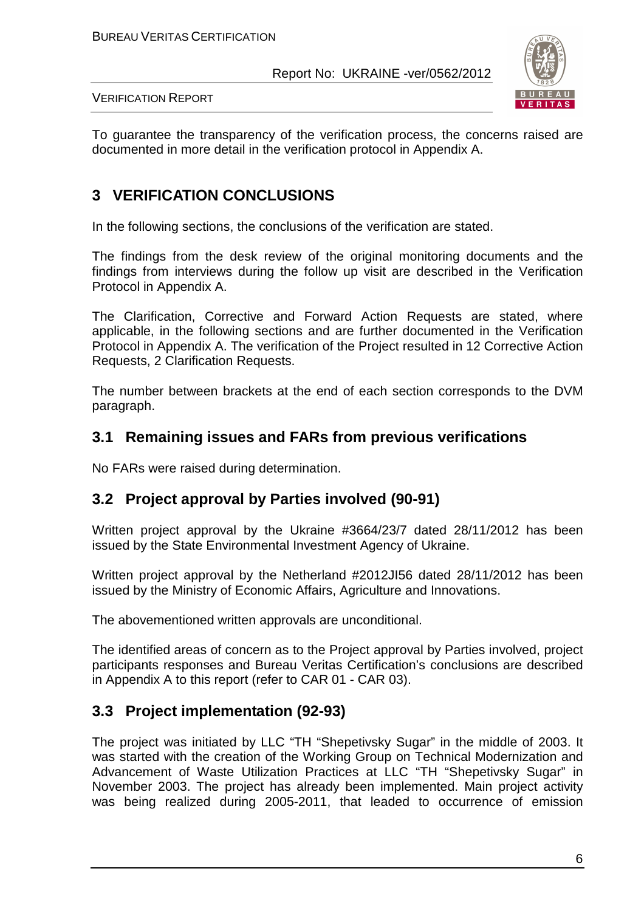To guarantee the transparency of the verification process, the concerns raised are documented in more detail in the verification protocol in Appendix A.

# 3 VERIFICATION CONCLUSIONS

In the following sections, the conclusions of the verification are stated.

The findings from the desk review of the original monitoring documents and the findings from interviews during the follow up visit are described in the Verification Protocol in Appendix A.

The Clarification, Corrective and Forward Action Requests are stated, where applicable, in the following sections and are further documented in the Verification Protocol in Appendix A. The verification of the Project resulted in 12 Corrective Action Requests, 2 Clarification Requests.

The number between brackets at the end of each section corresponds to the DVM paragraph.

## 3.1 Remaining issues and FARs from previous verifications

No FARs were raised during determination.

## 3.2 Project approval by Parties involved (90-91)

Written project approval by the Ukraine #3664/23/7 dated 28/11/2012 has been issued by the State Environmental Investment Agency of Ukraine.

Written project approval by the Netherland #2012JI56 dated 28/11/2012 has been issued by the Ministry of Economic Affairs, Agriculture and Innovations.

The abovementioned written approvals are unconditional.

The identified areas of concern as to the Project approval by Parties involved, project participants responses and Bureau Veritas Certification's conclusions are described in Appendix A to this report (refer to CAR 01 - CAR 03).

## 3.3 Project implementation (92-93)

The project was initiated by LLC "TH "Shepetivsky Sugar" in the middle of 2003. It was started with the creation of the Working Group on Technical Modernization and Advancement of Waste Utilization Practices at LLC "TH "Shepetivsky Sugar" in November 2003. The project has already been implemented. Main project activity was being realized during 2005-2011, that leaded to occurrence of emission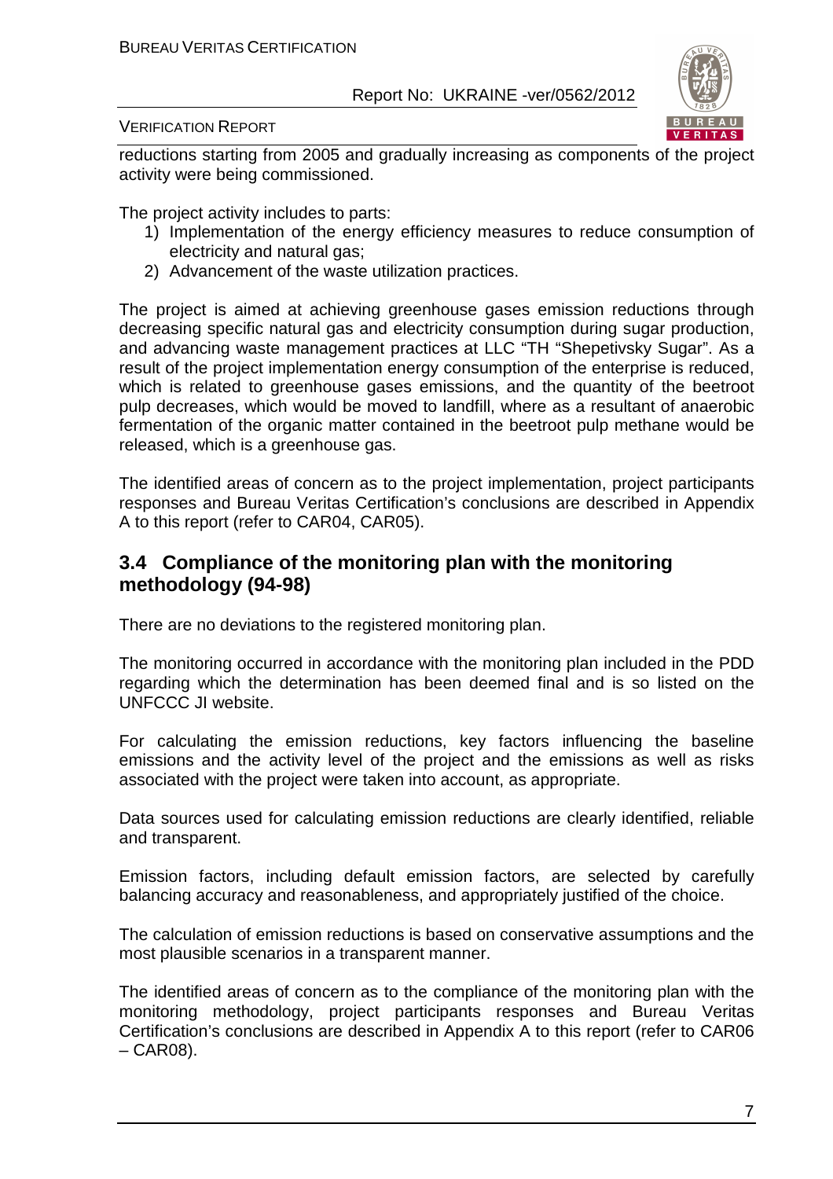reductions starting from 2005 and gradually increasing as components of the project activity were being commissioned.

The project activity includes to parts:

1) Implementation of the energy efficiency measures to reduce consumption of electricity and natural gas;
2) Advancement of the waste utilization practices.

The project is aimed at achieving greenhouse gases emission reductions through decreasing specific natural gas and electricity consumption during sugar production, and advancing waste management practices at LLC "TH "Shepetivsky Sugar". As a result of the project implementation energy consumption of the enterprise is reduced, which is related to greenhouse gases emissions, and the quantity of the beetroot pulp decreases, which would be moved to landfill, where as a resultant of anaerobic fermentation of the organic matter contained in the beetroot pulp methane would be released, which is a greenhouse gas.

The identified areas of concern as to the project implementation, project participants responses and Bureau Veritas Certification's conclusions are described in Appendix A to this report (refer to CAR04, CAR05).

## 3.4 Compliance of the monitoring plan with the monitoring methodology (94-98)

There are no deviations to the registered monitoring plan.

The monitoring occurred in accordance with the monitoring plan included in the PDD regarding which the determination has been deemed final and is so listed on the UNFCCC JI website.

For calculating the emission reductions, key factors influencing the baseline emissions and the activity level of the project and the emissions as well as risks associated with the project were taken into account, as appropriate.

Data sources used for calculating emission reductions are clearly identified, reliable and transparent.

Emission factors, including default emission factors, are selected by carefully balancing accuracy and reasonableness, and appropriately justified of the choice.

The calculation of emission reductions is based on conservative assumptions and the most plausible scenarios in a transparent manner.

The identified areas of concern as to the compliance of the monitoring plan with the monitoring methodology, project participants responses and Bureau Veritas Certification's conclusions are described in Appendix A to this report (refer to CAR06 – CAR08).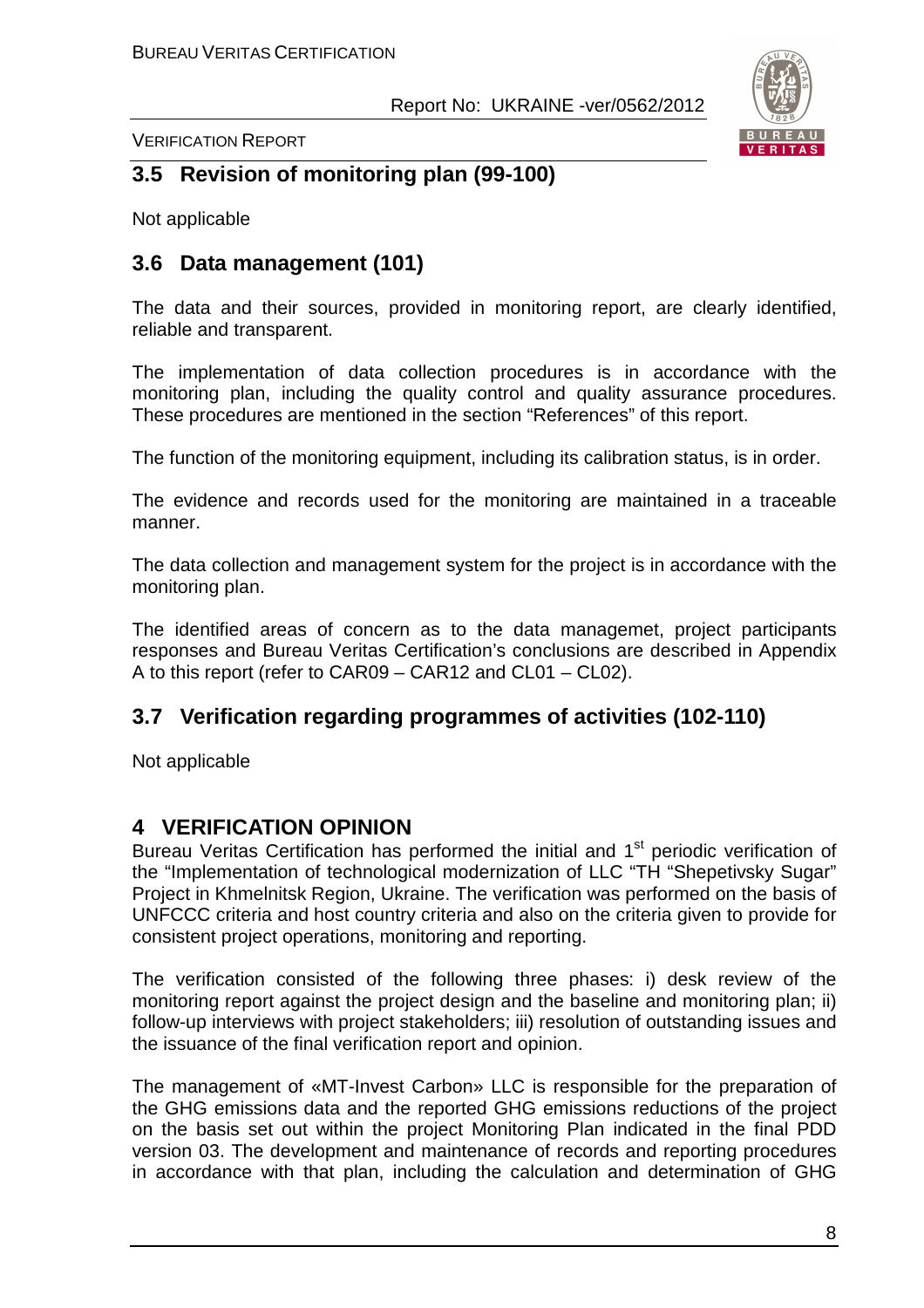## 3.5 Revision of monitoring plan (99-100)

Not applicable

## 3.6 Data management (101)

The data and their sources, provided in monitoring report, are clearly identified, reliable and transparent.

The implementation of data collection procedures is in accordance with the monitoring plan, including the quality control and quality assurance procedures. These procedures are mentioned in the section "References" of this report.

The function of the monitoring equipment, including its calibration status, is in order.

The evidence and records used for the monitoring are maintained in a traceable manner.

The data collection and management system for the project is in accordance with the monitoring plan.

The identified areas of concern as to the data managemet, project participants responses and Bureau Veritas Certification's conclusions are described in Appendix A to this report (refer to CAR09 – CAR12 and CL01 – CL02).

## 3.7 Verification regarding programmes of activities (102-110)

Not applicable

# 4 VERIFICATION OPINION

Bureau Veritas Certification has performed the initial and 1st periodic verification of the "Implementation of technological modernization of LLC "TH "Shepetivsky Sugar" Project in Khmelnitsk Region, Ukraine. The verification was performed on the basis of UNFCCC criteria and host country criteria and also on the criteria given to provide for consistent project operations, monitoring and reporting.

The verification consisted of the following three phases: i) desk review of the monitoring report against the project design and the baseline and monitoring plan; ii) follow-up interviews with project stakeholders; iii) resolution of outstanding issues and the issuance of the final verification report and opinion.

The management of «MT-Invest Carbon» LLC is responsible for the preparation of the GHG emissions data and the reported GHG emissions reductions of the project on the basis set out within the project Monitoring Plan indicated in the final PDD version 03. The development and maintenance of records and reporting procedures in accordance with that plan, including the calculation and determination of GHG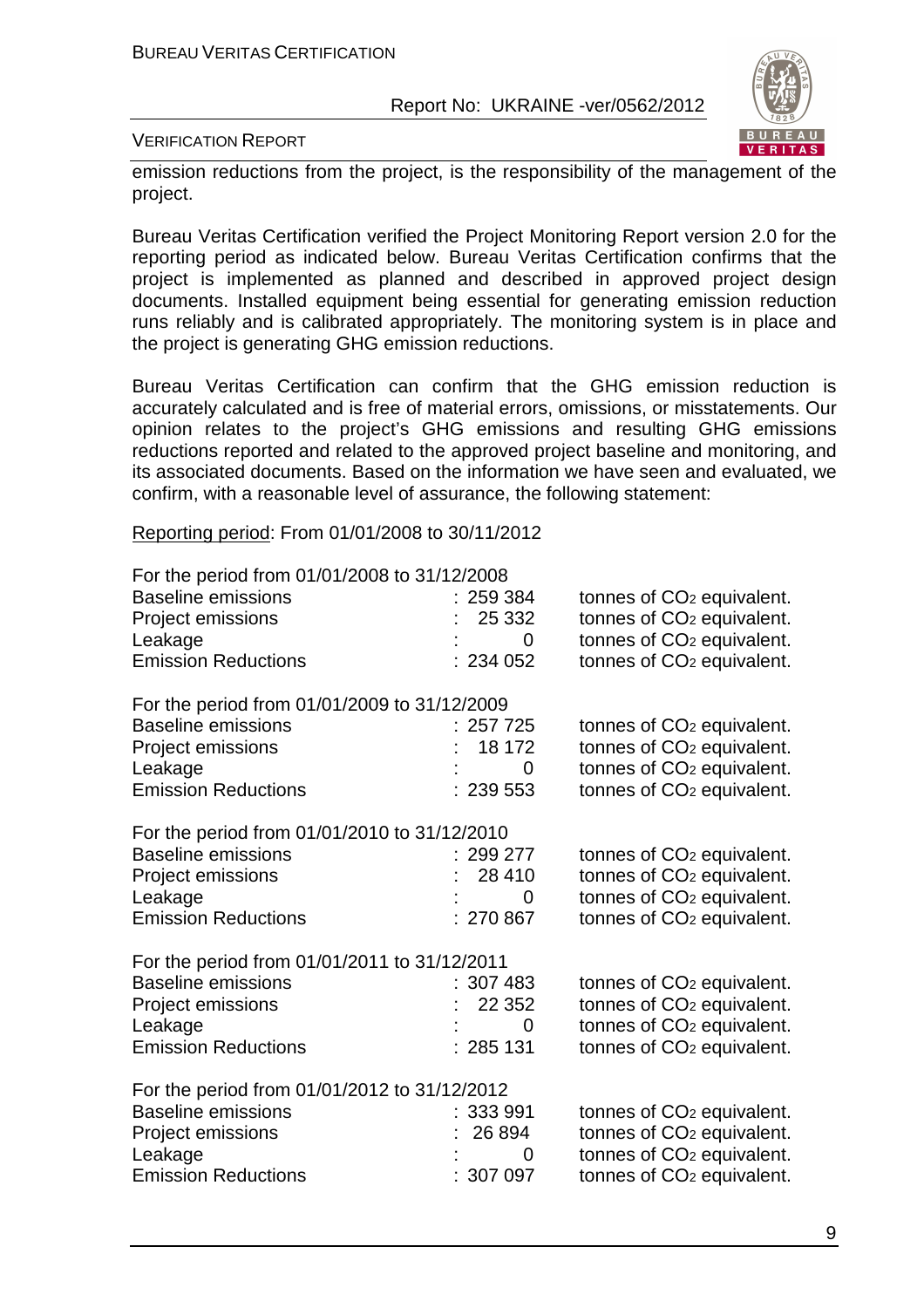emission reductions from the project, is the responsibility of the management of the project.

Bureau Veritas Certification verified the Project Monitoring Report version 2.0 for the reporting period as indicated below. Bureau Veritas Certification confirms that the project is implemented as planned and described in approved project design documents. Installed equipment being essential for generating emission reduction runs reliably and is calibrated appropriately. The monitoring system is in place and the project is generating GHG emission reductions.

Bureau Veritas Certification can confirm that the GHG emission reduction is accurately calculated and is free of material errors, omissions, or misstatements. Our opinion relates to the project's GHG emissions and resulting GHG emissions reductions reported and related to the approved project baseline and monitoring, and its associated documents. Based on the information we have seen and evaluated, we confirm, with a reasonable level of assurance, the following statement:

Reporting period: From 01/01/2008 to 30/11/2012

For the period from 01/01/2008 to 31/12/2008

| | | |
|---|---|---|
| Baseline emissions | : 259 384 | tonnes of $CO_2$ equivalent. |
| Project emissions | : 25 332 | tonnes of $CO_2$ equivalent. |
| Leakage | : 0 | tonnes of $CO_2$ equivalent. |
| Emission Reductions | : 234 052 | tonnes of $CO_2$ equivalent. |

For the period from 01/01/2009 to 31/12/2009

| | | |
|---|---|---|
| Baseline emissions | : 257 725 | tonnes of $CO_2$ equivalent. |
| Project emissions | : 18 172 | tonnes of $CO_2$ equivalent. |
| Leakage | : 0 | tonnes of $CO_2$ equivalent. |
| Emission Reductions | : 239 553 | tonnes of $CO_2$ equivalent. |

For the period from 01/01/2010 to 31/12/2010

| | | |
|---|---|---|
| Baseline emissions | : 299 277 | tonnes of $CO_2$ equivalent. |
| Project emissions | : 28 410 | tonnes of $CO_2$ equivalent. |
| Leakage | : 0 | tonnes of $CO_2$ equivalent. |
| Emission Reductions | : 270 867 | tonnes of $CO_2$ equivalent. |

For the period from 01/01/2011 to 31/12/2011

| | | |
|---|---|---|
| Baseline emissions | : 307 483 | tonnes of $CO_2$ equivalent. |
| Project emissions | : 22 352 | tonnes of $CO_2$ equivalent. |
| Leakage | : 0 | tonnes of $CO_2$ equivalent. |
| Emission Reductions | : 285 131 | tonnes of $CO_2$ equivalent. |

For the period from 01/01/2012 to 31/12/2012

| | | |
|---|---|---|
| Baseline emissions | : 333 991 | tonnes of $CO_2$ equivalent. |
| Project emissions | : 26 894 | tonnes of $CO_2$ equivalent. |
| Leakage | : 0 | tonnes of $CO_2$ equivalent. |
| Emission Reductions | : 307 097 | tonnes of $CO_2$ equivalent. |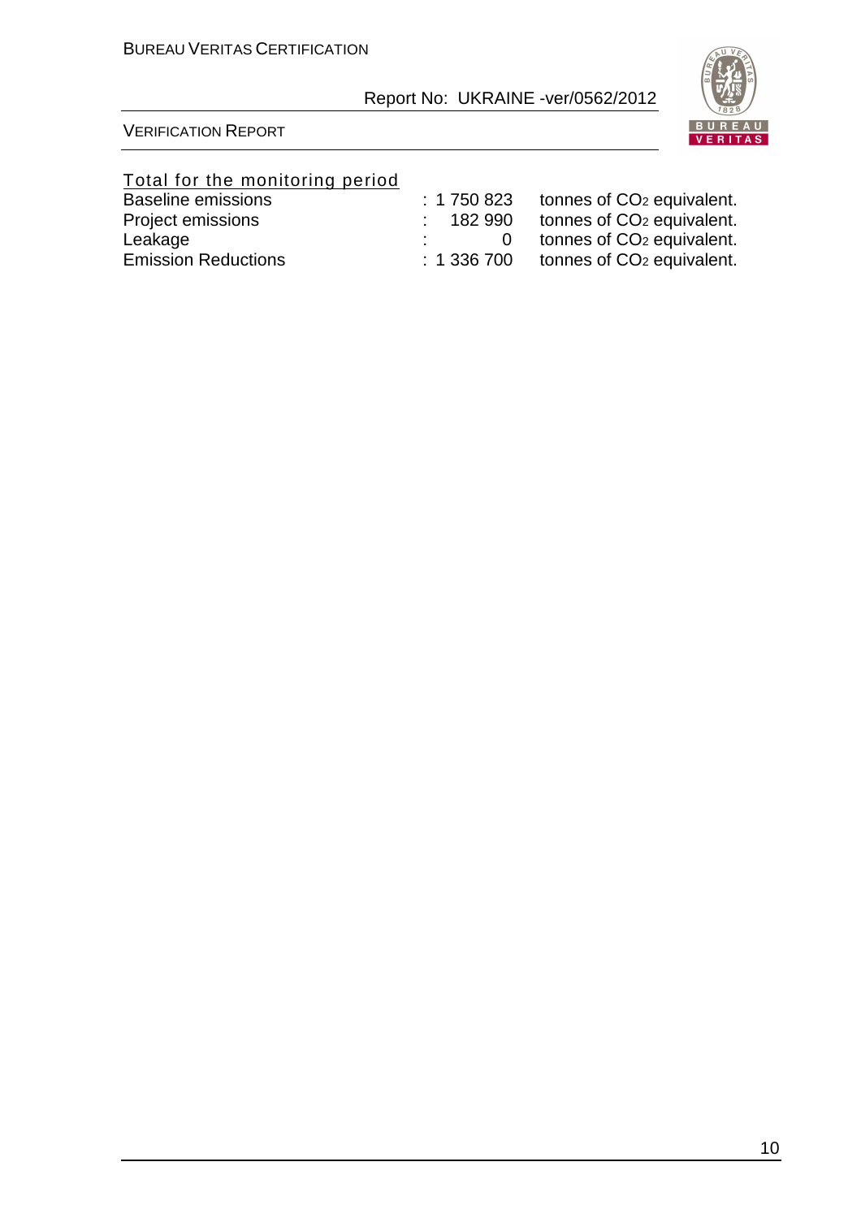Total for the monitoring period

| | | |
|---|---|---|
| Baseline emissions | : 1 750 823 | tonnes of $CO_2$ equivalent. |
| Project emissions | : 182 990 | tonnes of $CO_2$ equivalent. |
| Leakage | : 0 | tonnes of $CO_2$ equivalent. |
| Emission Reductions | : 1 336 700 | tonnes of $CO_2$ equivalent. |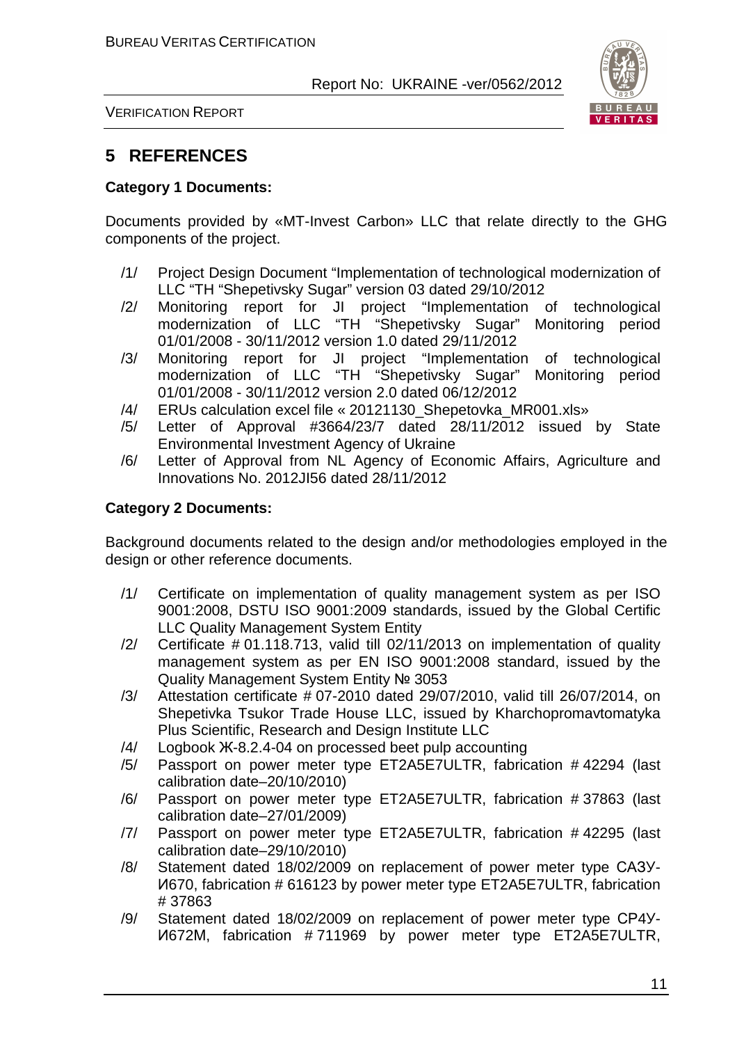# 5 REFERENCES

**Category 1 Documents:**

Documents provided by «MT-Invest Carbon» LLC that relate directly to the GHG components of the project.

/1/ Project Design Document "Implementation of technological modernization of LLC "TH "Shepetivsky Sugar" version 03 dated 29/10/2012

/2/ Monitoring report for JI project "Implementation of technological modernization of LLC "TH "Shepetivsky Sugar" Monitoring period 01/01/2008 - 30/11/2012 version 1.0 dated 29/11/2012

/3/ Monitoring report for JI project "Implementation of technological modernization of LLC "TH "Shepetivsky Sugar" Monitoring period 01/01/2008 - 30/11/2012 version 2.0 dated 06/12/2012

/4/ ERUs calculation excel file « 20121130_Shepetovka_MR001.xls»

/5/ Letter of Approval #3664/23/7 dated 28/11/2012 issued by State Environmental Investment Agency of Ukraine

/6/ Letter of Approval from NL Agency of Economic Affairs, Agriculture and Innovations No. 2012JI56 dated 28/11/2012

**Category 2 Documents:**

Background documents related to the design and/or methodologies employed in the design or other reference documents.

/1/ Certificate on implementation of quality management system as per ISO 9001:2008, DSTU ISO 9001:2009 standards, issued by the Global Certific LLC Quality Management System Entity

/2/ Certificate # 01.118.713, valid till 02/11/2013 on implementation of quality management system as per EN ISO 9001:2008 standard, issued by the Quality Management System Entity № 3053

/3/ Attestation certificate # 07-2010 dated 29/07/2010, valid till 26/07/2014, on Shepetivka Tsukor Trade House LLC, issued by Kharchopromavtomatyka Plus Scientific, Research and Design Institute LLC

/4/ Logbook Ж-8.2.4-04 on processed beet pulp accounting

/5/ Passport on power meter type ET2A5E7ULTR, fabrication # 42294 (last calibration date–20/10/2010)

/6/ Passport on power meter type ET2A5E7ULTR, fabrication # 37863 (last calibration date–27/01/2009)

/7/ Passport on power meter type ET2A5E7ULTR, fabrication # 42295 (last calibration date–29/10/2010)

/8/ Statement dated 18/02/2009 on replacement of power meter type САЗУ-И670, fabrication # 616123 by power meter type ET2A5E7ULTR, fabrication # 37863

/9/ Statement dated 18/02/2009 on replacement of power meter type СР4У-И672М, fabrication # 711969 by power meter type ET2A5E7ULTR,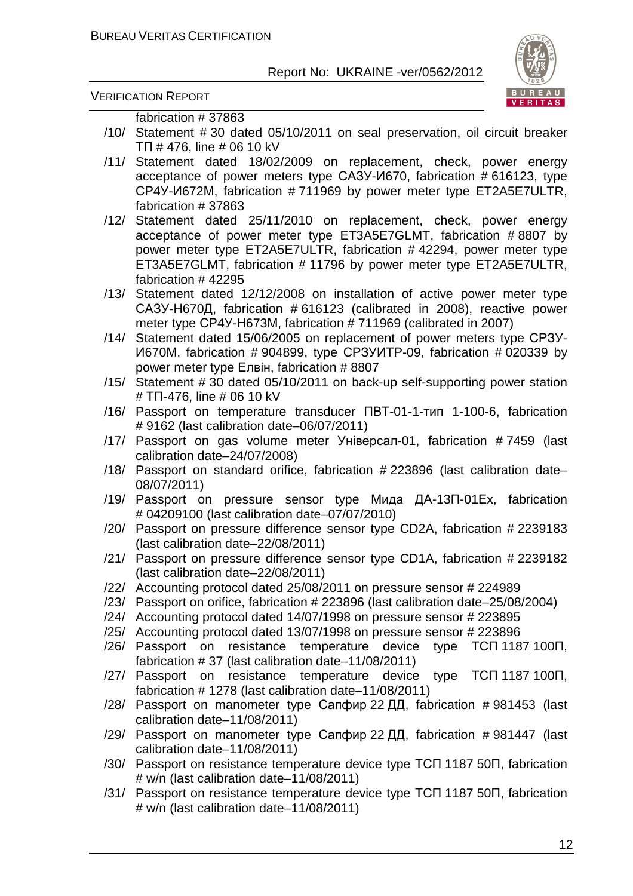fabrication # 37863

/10/ Statement # 30 dated 05/10/2011 on seal preservation, oil circuit breaker ТП # 476, line # 06 10 kV

/11/ Statement dated 18/02/2009 on replacement, check, power energy acceptance of power meters type САЗУ-И670, fabrication # 616123, type СР4У-И672М, fabrication # 711969 by power meter type ЕТ2А5Е7ULTR, fabrication # 37863

/12/ Statement dated 25/11/2010 on replacement, check, power energy acceptance of power meter type ЕТ3А5Е7GLMT, fabrication # 8807 by power meter type ЕТ2А5Е7ULTR, fabrication # 42294, power meter type ЕТ3А5Е7GLMT, fabrication # 11796 by power meter type ЕТ2А5Е7ULTR, fabrication # 42295

/13/ Statement dated 12/12/2008 on installation of active power meter type САЗУ-Н670Д, fabrication # 616123 (calibrated in 2008), reactive power meter type СР4У-Н673М, fabrication # 711969 (calibrated in 2007)

/14/ Statement dated 15/06/2005 on replacement of power meters type СРЗУ-И670М, fabrication # 904899, type СРЗУИТР-09, fabrication # 020339 by power meter type Елвін, fabrication # 8807

/15/ Statement # 30 dated 05/10/2011 on back-up self-supporting power station # ТП-476, line # 06 10 kV

/16/ Passport on temperature transducer ПВТ-01-1-тип 1-100-6, fabrication # 9162 (last calibration date–06/07/2011)

/17/ Passport on gas volume meter Універсал-01, fabrication # 7459 (last calibration date–24/07/2008)

/18/ Passport on standard orifice, fabrication # 223896 (last calibration date–08/07/2011)

/19/ Passport on pressure sensor type Мида ДА-13П-01Ех, fabrication # 04209100 (last calibration date–07/07/2010)

/20/ Passport on pressure difference sensor type CD2A, fabrication # 2239183 (last calibration date–22/08/2011)

/21/ Passport on pressure difference sensor type CD1A, fabrication # 2239182 (last calibration date–22/08/2011)

/22/ Accounting protocol dated 25/08/2011 on pressure sensor # 224989

/23/ Passport on orifice, fabrication # 223896 (last calibration date–25/08/2004)

/24/ Accounting protocol dated 14/07/1998 on pressure sensor # 223895

/25/ Accounting protocol dated 13/07/1998 on pressure sensor # 223896

/26/ Passport on resistance temperature device type ТСП 1187 100П, fabrication # 37 (last calibration date–11/08/2011)

/27/ Passport on resistance temperature device type ТСП 1187 100П, fabrication # 1278 (last calibration date–11/08/2011)

/28/ Passport on manometer type Сапфир 22 ДД, fabrication # 981453 (last calibration date–11/08/2011)

/29/ Passport on manometer type Сапфир 22 ДД, fabrication # 981447 (last calibration date–11/08/2011)

/30/ Passport on resistance temperature device type ТСП 1187 50П, fabrication # w/n (last calibration date–11/08/2011)

/31/ Passport on resistance temperature device type ТСП 1187 50П, fabrication # w/n (last calibration date–11/08/2011)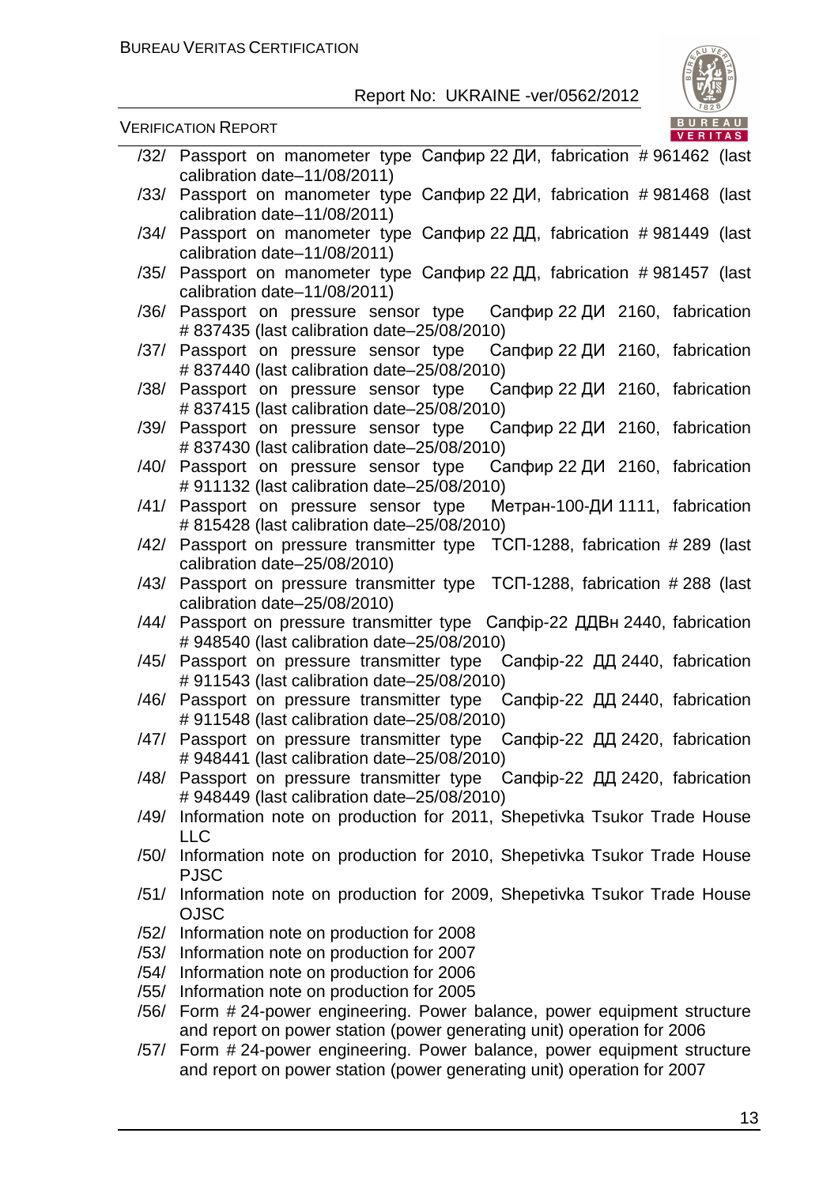/32/ Passport on manometer type Сапфир 22 ДИ, fabrication # 961462 (last calibration date–11/08/2011)

/33/ Passport on manometer type Сапфир 22 ДИ, fabrication # 981468 (last calibration date–11/08/2011)

/34/ Passport on manometer type Сапфир 22 ДД, fabrication # 981449 (last calibration date–11/08/2011)

/35/ Passport on manometer type Сапфир 22 ДД, fabrication # 981457 (last calibration date–11/08/2011)

/36/ Passport on pressure sensor type Сапфир 22 ДИ 2160, fabrication # 837435 (last calibration date–25/08/2010)

/37/ Passport on pressure sensor type Сапфир 22 ДИ 2160, fabrication # 837440 (last calibration date–25/08/2010)

/38/ Passport on pressure sensor type Сапфир 22 ДИ 2160, fabrication # 837415 (last calibration date–25/08/2010)

/39/ Passport on pressure sensor type Сапфир 22 ДИ 2160, fabrication # 837430 (last calibration date–25/08/2010)

/40/ Passport on pressure sensor type Сапфир 22 ДИ 2160, fabrication # 911132 (last calibration date–25/08/2010)

/41/ Passport on pressure sensor type Метран-100-ДИ 1111, fabrication # 815428 (last calibration date–25/08/2010)

/42/ Passport on pressure transmitter type ТСП-1288, fabrication # 289 (last calibration date–25/08/2010)

/43/ Passport on pressure transmitter type ТСП-1288, fabrication # 288 (last calibration date–25/08/2010)

/44/ Passport on pressure transmitter type Сапфір-22 ДДВн 2440, fabrication # 948540 (last calibration date–25/08/2010)

/45/ Passport on pressure transmitter type Сапфір-22 ДД 2440, fabrication # 911543 (last calibration date–25/08/2010)

/46/ Passport on pressure transmitter type Сапфір-22 ДД 2440, fabrication # 911548 (last calibration date–25/08/2010)

/47/ Passport on pressure transmitter type Сапфір-22 ДД 2420, fabrication # 948441 (last calibration date–25/08/2010)

/48/ Passport on pressure transmitter type Сапфір-22 ДД 2420, fabrication # 948449 (last calibration date–25/08/2010)

/49/ Information note on production for 2011, Shepetivka Tsukor Trade House LLC

/50/ Information note on production for 2010, Shepetivka Tsukor Trade House PJSC

/51/ Information note on production for 2009, Shepetivka Tsukor Trade House OJSC

/52/ Information note on production for 2008

/53/ Information note on production for 2007

/54/ Information note on production for 2006

/55/ Information note on production for 2005

/56/ Form # 24-power engineering. Power balance, power equipment structure and report on power station (power generating unit) operation for 2006

/57/ Form # 24-power engineering. Power balance, power equipment structure and report on power station (power generating unit) operation for 2007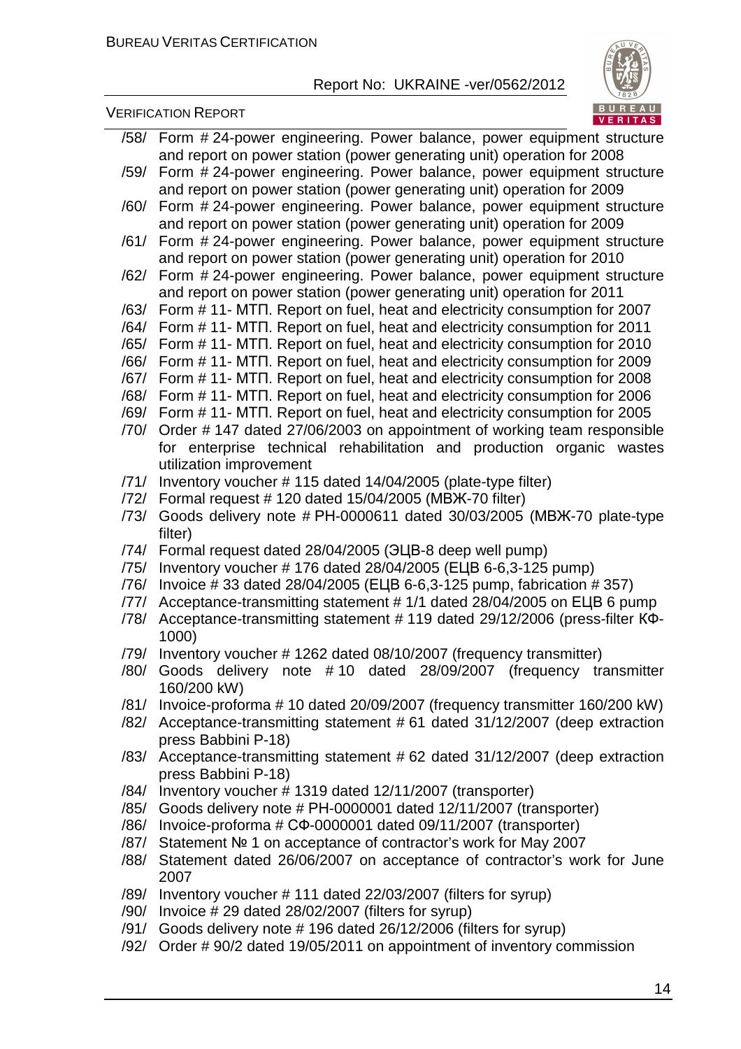/58/ Form # 24-power engineering. Power balance, power equipment structure and report on power station (power generating unit) operation for 2008

/59/ Form # 24-power engineering. Power balance, power equipment structure and report on power station (power generating unit) operation for 2009

/60/ Form # 24-power engineering. Power balance, power equipment structure and report on power station (power generating unit) operation for 2009

/61/ Form # 24-power engineering. Power balance, power equipment structure and report on power station (power generating unit) operation for 2010

/62/ Form # 24-power engineering. Power balance, power equipment structure and report on power station (power generating unit) operation for 2011

/63/ Form # 11- МТП. Report on fuel, heat and electricity consumption for 2007

/64/ Form # 11- МТП. Report on fuel, heat and electricity consumption for 2011

/65/ Form # 11- МТП. Report on fuel, heat and electricity consumption for 2010

/66/ Form # 11- МТП. Report on fuel, heat and electricity consumption for 2009

/67/ Form # 11- МТП. Report on fuel, heat and electricity consumption for 2008

/68/ Form # 11- МТП. Report on fuel, heat and electricity consumption for 2006

/69/ Form # 11- МТП. Report on fuel, heat and electricity consumption for 2005

/70/ Order # 147 dated 27/06/2003 on appointment of working team responsible for enterprise technical rehabilitation and production organic wastes utilization improvement

/71/ Inventory voucher # 115 dated 14/04/2005 (plate-type filter)

/72/ Formal request # 120 dated 15/04/2005 (МВЖ-70 filter)

/73/ Goods delivery note # РН-0000611 dated 30/03/2005 (МВЖ-70 plate-type filter)

/74/ Formal request dated 28/04/2005 (ЭЦВ-8 deep well pump)

/75/ Inventory voucher # 176 dated 28/04/2005 (ЕЦВ 6-6,3-125 pump)

/76/ Invoice # 33 dated 28/04/2005 (ЕЦВ 6-6,3-125 pump, fabrication # 357)

/77/ Acceptance-transmitting statement # 1/1 dated 28/04/2005 on ЕЦВ 6 pump

/78/ Acceptance-transmitting statement # 119 dated 29/12/2006 (press-filter КФ-1000)

/79/ Inventory voucher # 1262 dated 08/10/2007 (frequency transmitter)

/80/ Goods delivery note # 10 dated 28/09/2007 (frequency transmitter 160/200 kW)

/81/ Invoice-proforma # 10 dated 20/09/2007 (frequency transmitter 160/200 kW)

/82/ Acceptance-transmitting statement # 61 dated 31/12/2007 (deep extraction press Babbini P-18)

/83/ Acceptance-transmitting statement # 62 dated 31/12/2007 (deep extraction press Babbini P-18)

/84/ Inventory voucher # 1319 dated 12/11/2007 (transporter)

/85/ Goods delivery note # РН-0000001 dated 12/11/2007 (transporter)

/86/ Invoice-proforma # СФ-0000001 dated 09/11/2007 (transporter)

/87/ Statement № 1 on acceptance of contractor's work for May 2007

/88/ Statement dated 26/06/2007 on acceptance of contractor's work for June 2007

/89/ Inventory voucher # 111 dated 22/03/2007 (filters for syrup)

/90/ Invoice # 29 dated 28/02/2007 (filters for syrup)

/91/ Goods delivery note # 196 dated 26/12/2006 (filters for syrup)

/92/ Order # 90/2 dated 19/05/2011 on appointment of inventory commission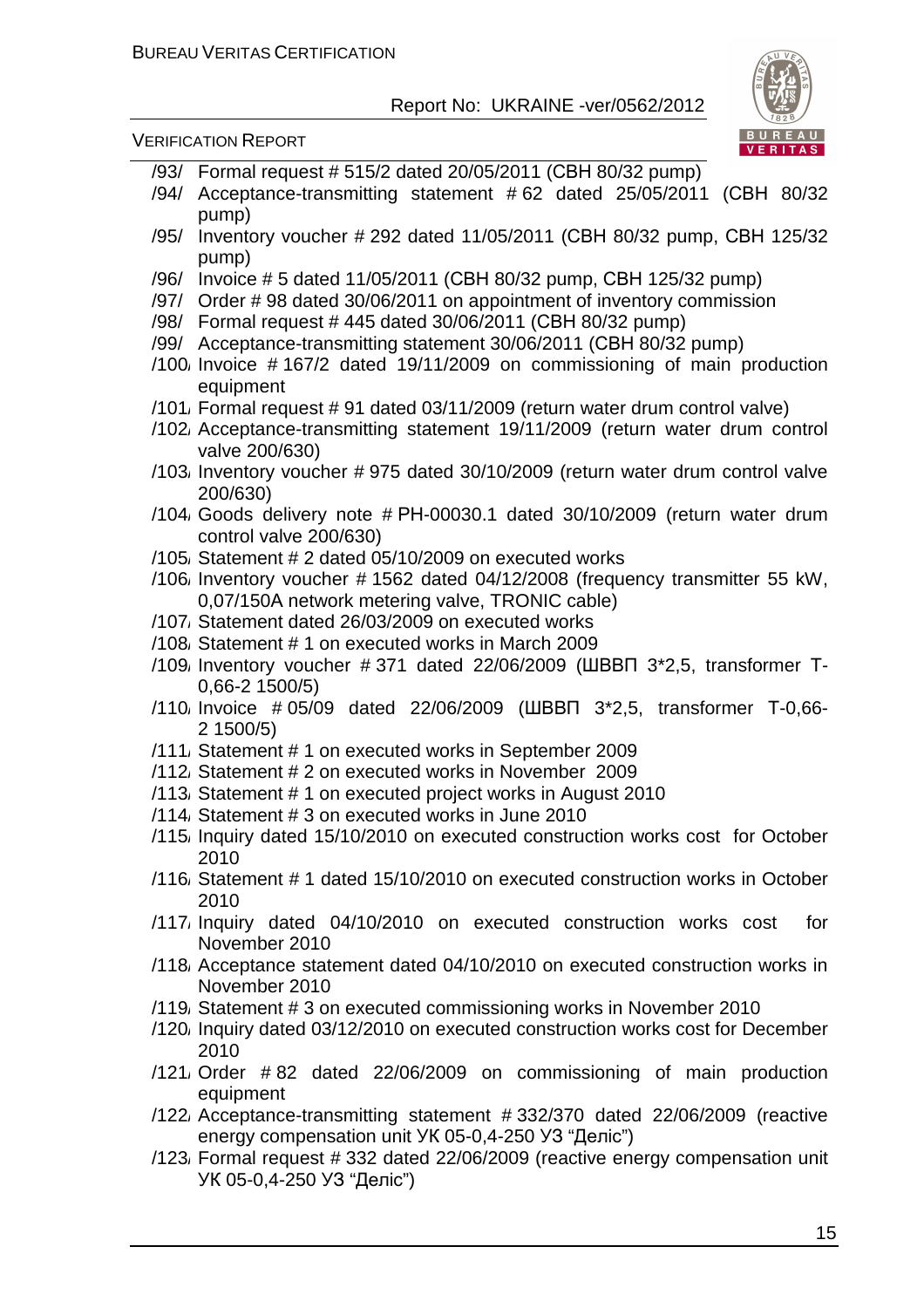/93/ Formal request # 515/2 dated 20/05/2011 (СВН 80/32 pump)

/94/ Acceptance-transmitting statement # 62 dated 25/05/2011 (СВН 80/32 pump)

/95/ Inventory voucher # 292 dated 11/05/2011 (СВН 80/32 pump, СВН 125/32 pump)

/96/ Invoice # 5 dated 11/05/2011 (СВН 80/32 pump, СВН 125/32 pump)

/97/ Order # 98 dated 30/06/2011 on appointment of inventory commission

/98/ Formal request # 445 dated 30/06/2011 (СВН 80/32 pump)

/99/ Acceptance-transmitting statement 30/06/2011 (СВН 80/32 pump)

/100/ Invoice # 167/2 dated 19/11/2009 on commissioning of main production equipment

/101/ Formal request # 91 dated 03/11/2009 (return water drum control valve)

/102/ Acceptance-transmitting statement 19/11/2009 (return water drum control valve 200/630)

/103/ Inventory voucher # 975 dated 30/10/2009 (return water drum control valve 200/630)

/104/ Goods delivery note # РН-00030.1 dated 30/10/2009 (return water drum control valve 200/630)

/105/ Statement # 2 dated 05/10/2009 on executed works

/106/ Inventory voucher # 1562 dated 04/12/2008 (frequency transmitter 55 kW, 0,07/150А network metering valve, TRONIC cable)

/107/ Statement dated 26/03/2009 on executed works

/108/ Statement # 1 on executed works in March 2009

/109/ Inventory voucher # 371 dated 22/06/2009 (ШВВП 3*2,5, transformer Т-0,66-2 1500/5)

/110/ Invoice # 05/09 dated 22/06/2009 (ШВВП 3*2,5, transformer Т-0,66-2 1500/5)

/111/ Statement # 1 on executed works in September 2009

/112/ Statement # 2 on executed works in November 2009

/113/ Statement # 1 on executed project works in August 2010

/114/ Statement # 3 on executed works in June 2010

/115/ Inquiry dated 15/10/2010 on executed construction works cost for October 2010

/116/ Statement # 1 dated 15/10/2010 on executed construction works in October 2010

/117/ Inquiry dated 04/10/2010 on executed construction works cost for November 2010

/118/ Acceptance statement dated 04/10/2010 on executed construction works in November 2010

/119/ Statement # 3 on executed commissioning works in November 2010

/120/ Inquiry dated 03/12/2010 on executed construction works cost for December 2010

/121/ Order # 82 dated 22/06/2009 on commissioning of main production equipment

/122/ Acceptance-transmitting statement # 332/370 dated 22/06/2009 (reactive energy compensation unit УК 05-0,4-250 У3 "Деліс")

/123/ Formal request # 332 dated 22/06/2009 (reactive energy compensation unit УК 05-0,4-250 У3 "Деліс")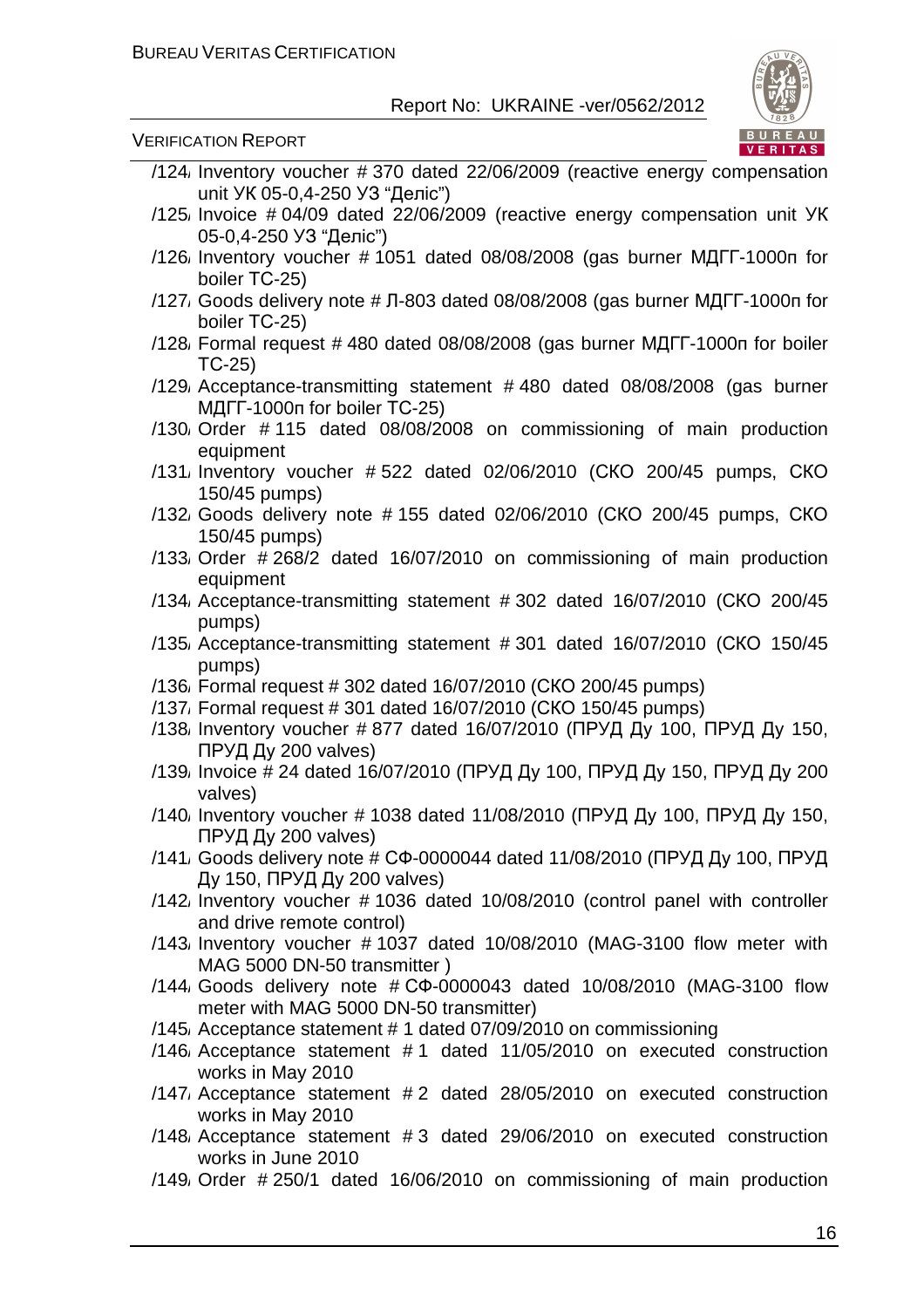/124/ Inventory voucher # 370 dated 22/06/2009 (reactive energy compensation unit УК 05-0,4-250 УЗ "Деліс")

/125/ Invoice # 04/09 dated 22/06/2009 (reactive energy compensation unit УК 05-0,4-250 УЗ "Деліс")

/126/ Inventory voucher # 1051 dated 08/08/2008 (gas burner МДГГ-1000п for boiler ТС-25)

/127/ Goods delivery note # Л-803 dated 08/08/2008 (gas burner МДГГ-1000п for boiler ТС-25)

/128/ Formal request # 480 dated 08/08/2008 (gas burner МДГГ-1000п for boiler ТС-25)

/129/ Acceptance-transmitting statement # 480 dated 08/08/2008 (gas burner МДГГ-1000п for boiler ТС-25)

/130/ Order # 115 dated 08/08/2008 on commissioning of main production equipment

/131/ Inventory voucher # 522 dated 02/06/2010 (СКО 200/45 pumps, СКО 150/45 pumps)

/132/ Goods delivery note # 155 dated 02/06/2010 (СКО 200/45 pumps, СКО 150/45 pumps)

/133/ Order # 268/2 dated 16/07/2010 on commissioning of main production equipment

/134/ Acceptance-transmitting statement # 302 dated 16/07/2010 (СКО 200/45 pumps)

/135/ Acceptance-transmitting statement # 301 dated 16/07/2010 (СКО 150/45 pumps)

/136/ Formal request # 302 dated 16/07/2010 (СКО 200/45 pumps)

/137/ Formal request # 301 dated 16/07/2010 (СКО 150/45 pumps)

/138/ Inventory voucher # 877 dated 16/07/2010 (ПРУД Ду 100, ПРУД Ду 150, ПРУД Ду 200 valves)

/139/ Invoice # 24 dated 16/07/2010 (ПРУД Ду 100, ПРУД Ду 150, ПРУД Ду 200 valves)

/140/ Inventory voucher # 1038 dated 11/08/2010 (ПРУД Ду 100, ПРУД Ду 150, ПРУД Ду 200 valves)

/141/ Goods delivery note # СФ-0000044 dated 11/08/2010 (ПРУД Ду 100, ПРУД Ду 150, ПРУД Ду 200 valves)

/142/ Inventory voucher # 1036 dated 10/08/2010 (control panel with controller and drive remote control)

/143/ Inventory voucher # 1037 dated 10/08/2010 (MAG-3100 flow meter with MAG 5000 DN-50 transmitter )

/144/ Goods delivery note # СФ-0000043 dated 10/08/2010 (MAG-3100 flow meter with MAG 5000 DN-50 transmitter)

/145/ Acceptance statement # 1 dated 07/09/2010 on commissioning

/146/ Acceptance statement # 1 dated 11/05/2010 on executed construction works in May 2010

/147/ Acceptance statement # 2 dated 28/05/2010 on executed construction works in May 2010

/148/ Acceptance statement # 3 dated 29/06/2010 on executed construction works in June 2010

/149/ Order # 250/1 dated 16/06/2010 on commissioning of main production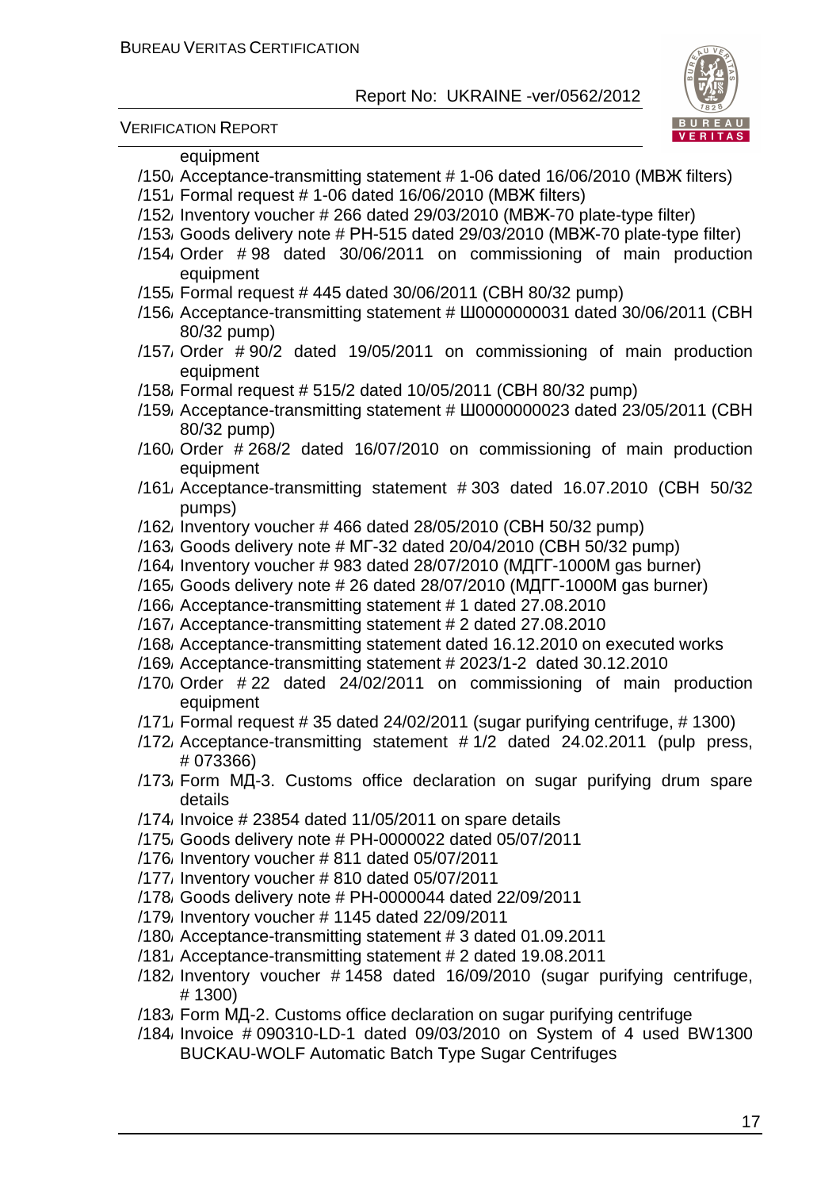equipment

/150/ Acceptance-transmitting statement # 1-06 dated 16/06/2010 (МВЖ filters)
/151/ Formal request # 1-06 dated 16/06/2010 (МВЖ filters)
/152/ Inventory voucher # 266 dated 29/03/2010 (МВЖ-70 plate-type filter)
/153/ Goods delivery note # РН-515 dated 29/03/2010 (МВЖ-70 plate-type filter)
/154/ Order # 98 dated 30/06/2011 on commissioning of main production equipment
/155/ Formal request # 445 dated 30/06/2011 (СВН 80/32 pump)
/156/ Acceptance-transmitting statement # Ш0000000031 dated 30/06/2011 (СВН 80/32 pump)
/157/ Order # 90/2 dated 19/05/2011 on commissioning of main production equipment
/158/ Formal request # 515/2 dated 10/05/2011 (СВН 80/32 pump)
/159/ Acceptance-transmitting statement # Ш0000000023 dated 23/05/2011 (СВН 80/32 pump)
/160/ Order # 268/2 dated 16/07/2010 on commissioning of main production equipment
/161/ Acceptance-transmitting statement # 303 dated 16.07.2010 (СВН 50/32 pumps)
/162/ Inventory voucher # 466 dated 28/05/2010 (СВН 50/32 pump)
/163/ Goods delivery note # МГ-32 dated 20/04/2010 (СВН 50/32 pump)
/164/ Inventory voucher # 983 dated 28/07/2010 (МДГГ-1000М gas burner)
/165/ Goods delivery note # 26 dated 28/07/2010 (МДГГ-1000М gas burner)
/166/ Acceptance-transmitting statement # 1 dated 27.08.2010
/167/ Acceptance-transmitting statement # 2 dated 27.08.2010
/168/ Acceptance-transmitting statement dated 16.12.2010 on executed works
/169/ Acceptance-transmitting statement # 2023/1-2 dated 30.12.2010
/170/ Order # 22 dated 24/02/2011 on commissioning of main production equipment
/171/ Formal request # 35 dated 24/02/2011 (sugar purifying centrifuge, # 1300)
/172/ Acceptance-transmitting statement # 1/2 dated 24.02.2011 (pulp press, # 073366)
/173/ Form МД-3. Customs office declaration on sugar purifying drum spare details
/174/ Invoice # 23854 dated 11/05/2011 on spare details
/175/ Goods delivery note # РН-0000022 dated 05/07/2011
/176/ Inventory voucher # 811 dated 05/07/2011
/177/ Inventory voucher # 810 dated 05/07/2011
/178/ Goods delivery note # РН-0000044 dated 22/09/2011
/179/ Inventory voucher # 1145 dated 22/09/2011
/180/ Acceptance-transmitting statement # 3 dated 01.09.2011
/181/ Acceptance-transmitting statement # 2 dated 19.08.2011
/182/ Inventory voucher # 1458 dated 16/09/2010 (sugar purifying centrifuge, # 1300)
/183/ Form МД-2. Customs office declaration on sugar purifying centrifuge
/184/ Invoice # 090310-LD-1 dated 09/03/2010 on System of 4 used BW1300 BUCKAU-WOLF Automatic Batch Type Sugar Centrifuges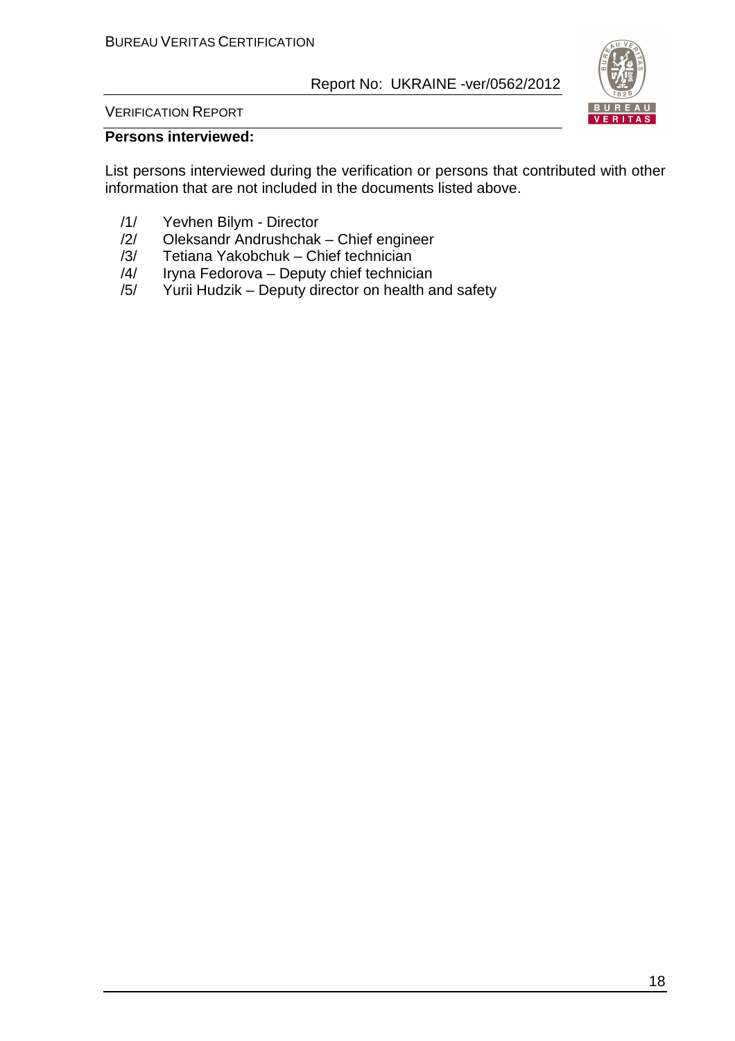**Persons interviewed:**

List persons interviewed during the verification or persons that contributed with other information that are not included in the documents listed above.

/1/ Yevhen Bilym - Director
/2/ Oleksandr Andrushchak – Chief engineer
/3/ Tetiana Yakobchuk – Chief technician
/4/ Iryna Fedorova – Deputy chief technician
/5/ Yurii Hudzik – Deputy director on health and safety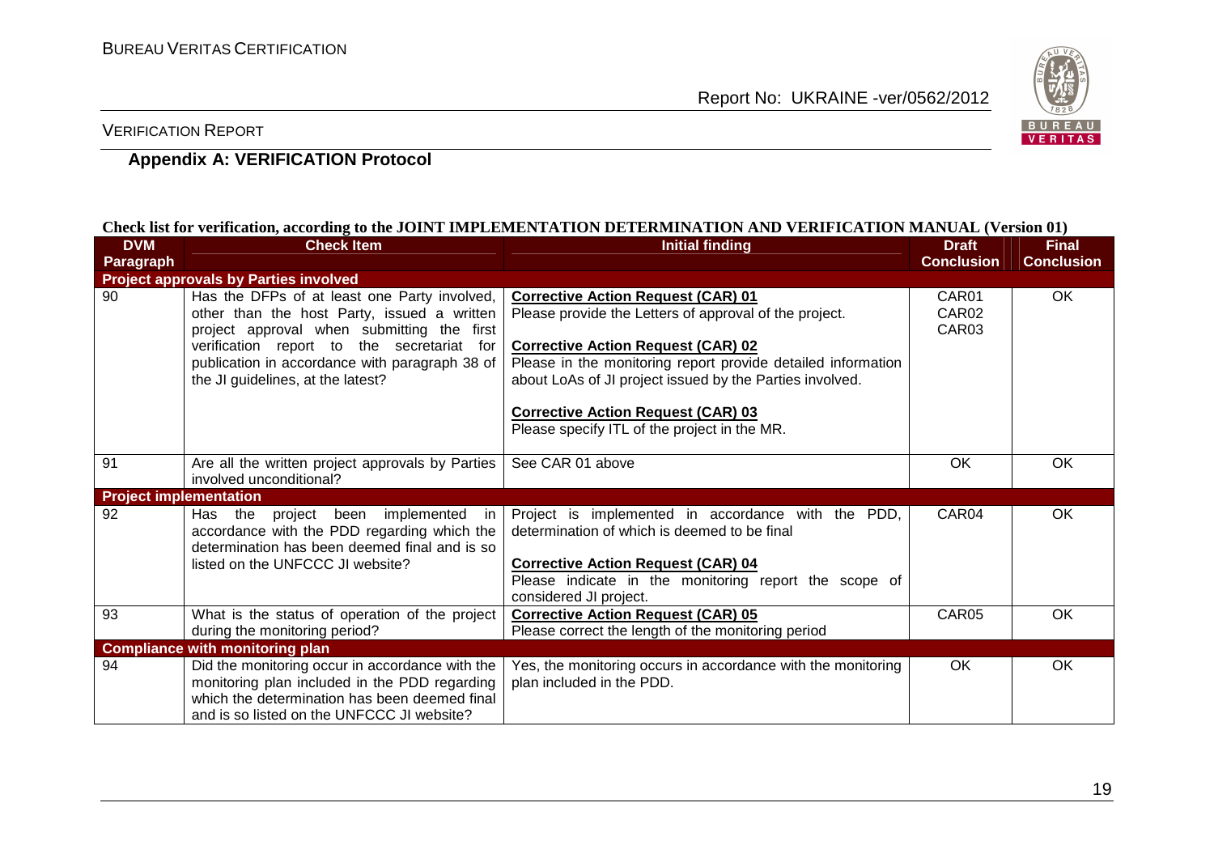## Appendix A: VERIFICATION Protocol

**Check list for verification, according to the JOINT IMPLEMENTATION DETERMINATION AND VERIFICATION MANUAL (Version 01)**

| DVM Paragraph | Check Item | Initial finding | Draft Conclusion | Final Conclusion |
|---|---|---|---|---|
| **Project approvals by Parties involved** | | | | |
| 90 | Has the DFPs of at least one Party involved, other than the host Party, issued a written project approval when submitting the first verification report to the secretariat for publication in accordance with paragraph 38 of the JI guidelines, at the latest? | **Corrective Action Request (CAR) 01**<br>Please provide the Letters of approval of the project.<br><br>**Corrective Action Request (CAR) 02**<br>Please in the monitoring report provide detailed information about LoAs of JI project issued by the Parties involved.<br><br>**Corrective Action Request (CAR) 03**<br>Please specify ITL of the project in the MR. | CAR01<br>CAR02<br>CAR03 | OK |
| 91 | Are all the written project approvals by Parties involved unconditional? | See CAR 01 above | OK | OK |
| **Project implementation** | | | | |
| 92 | Has the project been implemented in accordance with the PDD regarding which the determination has been deemed final and is so listed on the UNFCCC JI website? | Project is implemented in accordance with the PDD, determination of which is deemed to be final<br><br>**Corrective Action Request (CAR) 04**<br>Please indicate in the monitoring report the scope of considered JI project. | CAR04 | OK |
| 93 | What is the status of operation of the project during the monitoring period? | **Corrective Action Request (CAR) 05**<br>Please correct the length of the monitoring period | CAR05 | OK |
| **Compliance with monitoring plan** | | | | |
| 94 | Did the monitoring occur in accordance with the monitoring plan included in the PDD regarding which the determination has been deemed final and is so listed on the UNFCCC JI website? | Yes, the monitoring occurs in accordance with the monitoring plan included in the PDD. | OK | OK |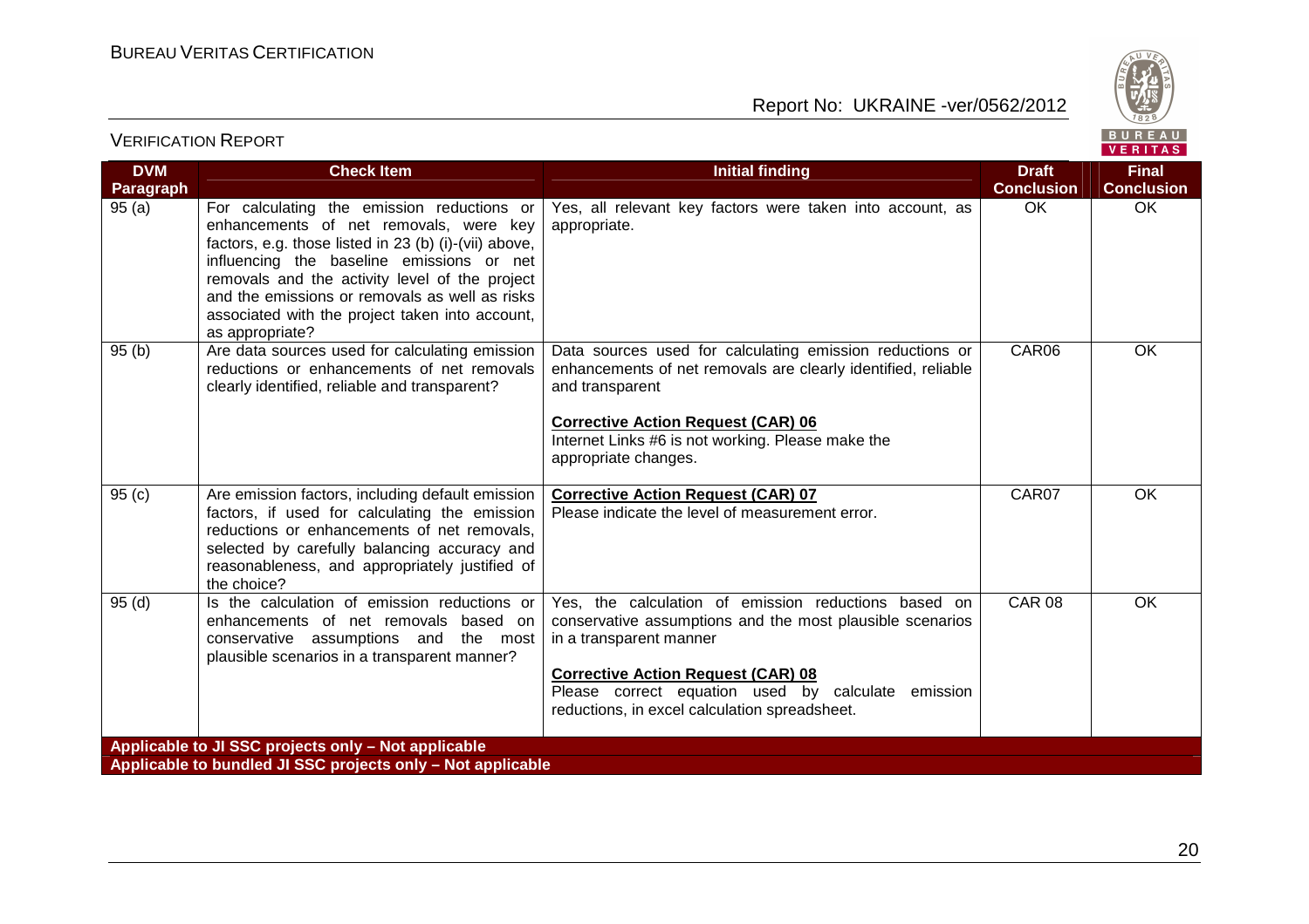| DVM Paragraph | Check Item | Initial finding | Draft Conclusion | Final Conclusion |
|---|---|---|---|---|
| 95 (a) | For calculating the emission reductions or enhancements of net removals, were key factors, e.g. those listed in 23 (b) (i)-(vii) above, influencing the baseline emissions or net removals and the activity level of the project and the emissions or removals as well as risks associated with the project taken into account, as appropriate? | Yes, all relevant key factors were taken into account, as appropriate. | OK | OK |
| 95 (b) | Are data sources used for calculating emission reductions or enhancements of net removals clearly identified, reliable and transparent? | Data sources used for calculating emission reductions or enhancements of net removals are clearly identified, reliable and transparent<br><br>**Corrective Action Request (CAR) 06**<br>Internet Links #6 is not working. Please make the appropriate changes. | CAR06 | OK |
| 95 (c) | Are emission factors, including default emission factors, if used for calculating the emission reductions or enhancements of net removals, selected by carefully balancing accuracy and reasonableness, and appropriately justified of the choice? | **Corrective Action Request (CAR) 07**<br>Please indicate the level of measurement error. | CAR07 | OK |
| 95 (d) | Is the calculation of emission reductions or enhancements of net removals based on conservative assumptions and the most plausible scenarios in a transparent manner? | Yes, the calculation of emission reductions based on conservative assumptions and the most plausible scenarios in a transparent manner<br><br>**Corrective Action Request (CAR) 08**<br>Please correct equation used by calculate emission reductions, in excel calculation spreadsheet. | CAR 08 | OK |
| **Applicable to JI SSC projects only – Not applicable** | | | | |
| **Applicable to bundled JI SSC projects only – Not applicable** | | | | |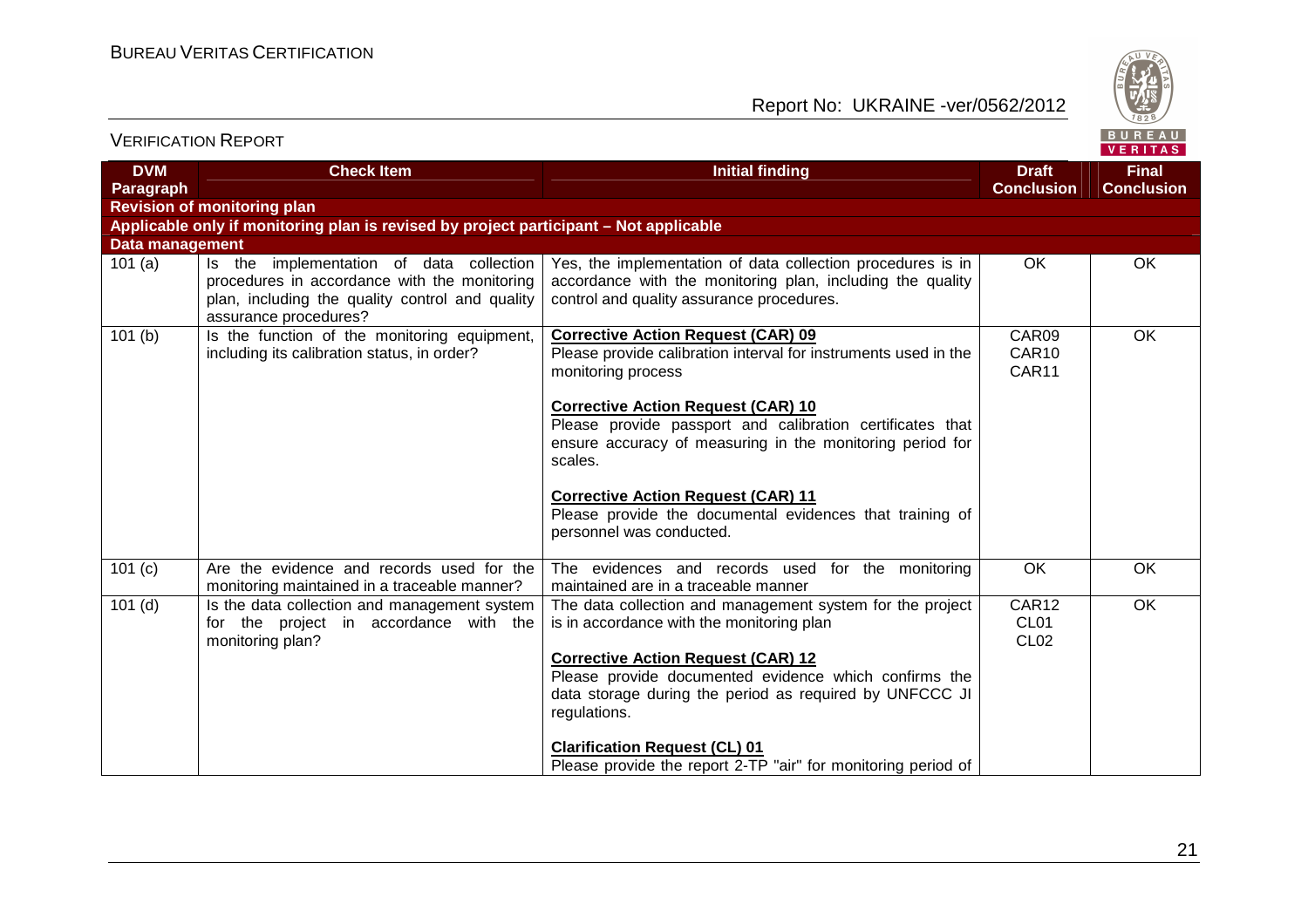| DVM Paragraph | Check Item | Initial finding | Draft Conclusion | Final Conclusion |
|---|---|---|---|---|
| **Revision of monitoring plan** | | | | |
| **Applicable only if monitoring plan is revised by project participant – Not applicable** | | | | |
| **Data management** | | | | |
| 101 (a) | Is the implementation of data collection procedures in accordance with the monitoring plan, including the quality control and quality assurance procedures? | Yes, the implementation of data collection procedures is in accordance with the monitoring plan, including the quality control and quality assurance procedures. | OK | OK |
| 101 (b) | Is the function of the monitoring equipment, including its calibration status, in order? | **Corrective Action Request (CAR) 09**<br>Please provide calibration interval for instruments used in the monitoring process<br><br>**Corrective Action Request (CAR) 10**<br>Please provide passport and calibration certificates that ensure accuracy of measuring in the monitoring period for scales.<br><br>**Corrective Action Request (CAR) 11**<br>Please provide the documental evidences that training of personnel was conducted. | CAR09<br>CAR10<br>CAR11 | OK |
| 101 (c) | Are the evidence and records used for the monitoring maintained in a traceable manner? | The evidences and records used for the monitoring maintained are in a traceable manner | OK | OK |
| 101 (d) | Is the data collection and management system for the project in accordance with the monitoring plan? | The data collection and management system for the project is in accordance with the monitoring plan<br><br>**Corrective Action Request (CAR) 12**<br>Please provide documented evidence which confirms the data storage during the period as required by UNFCCC JI regulations.<br><br>**Clarification Request (CL) 01**<br>Please provide the report 2-TP "air" for monitoring period of | CAR12<br>CL01<br>CL02 | OK |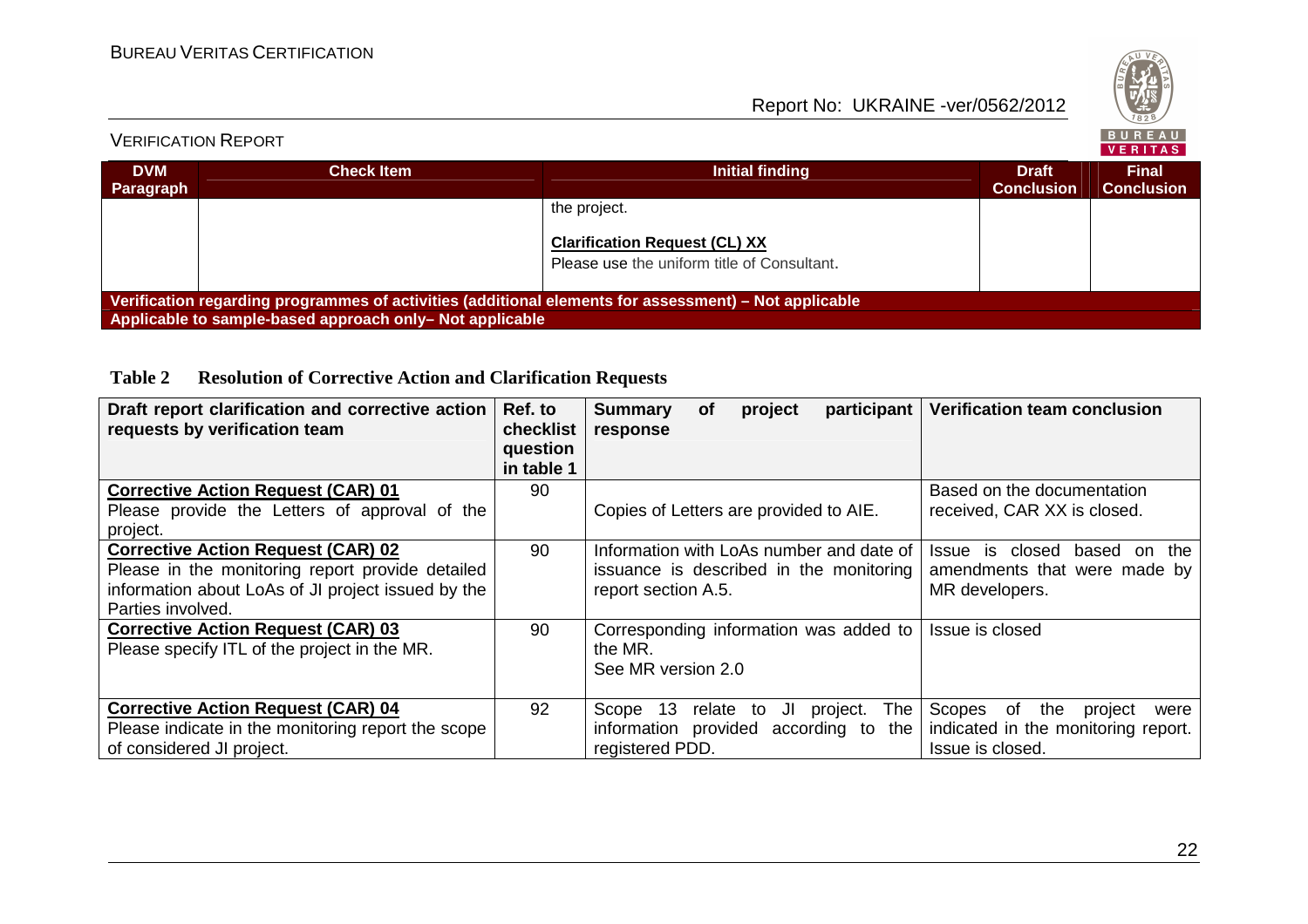| DVM Paragraph | Check Item | Initial finding | Draft Conclusion | Final Conclusion |
|---|---|---|---|---|
| | | the project.<br><br>**Clarification Request (CL) XX**<br>Please use the uniform title of Consultant. | | |
| **Verification regarding programmes of activities (additional elements for assessment) – Not applicable** | | | | |
| **Applicable to sample-based approach only– Not applicable** | | | | |

**Table 2 Resolution of Corrective Action and Clarification Requests**

| Draft report clarification and corrective action requests by verification team | Ref. to checklist question in table 1 | Summary of project participant response | Verification team conclusion |
|---|---|---|---|
| **Corrective Action Request (CAR) 01**<br>Please provide the Letters of approval of the project. | 90 | Copies of Letters are provided to AIE. | Based on the documentation received, CAR XX is closed. |
| **Corrective Action Request (CAR) 02**<br>Please in the monitoring report provide detailed information about LoAs of JI project issued by the Parties involved. | 90 | Information with LoAs number and date of issuance is described in the monitoring report section A.5. | Issue is closed based on the amendments that were made by MR developers. |
| **Corrective Action Request (CAR) 03**<br>Please specify ITL of the project in the MR. | 90 | Corresponding information was added to the MR.<br>See MR version 2.0 | Issue is closed |
| **Corrective Action Request (CAR) 04**<br>Please indicate in the monitoring report the scope of considered JI project. | 92 | Scope 13 relate to JI project. The information provided according to the registered PDD. | Scopes of the project were indicated in the monitoring report. Issue is closed. |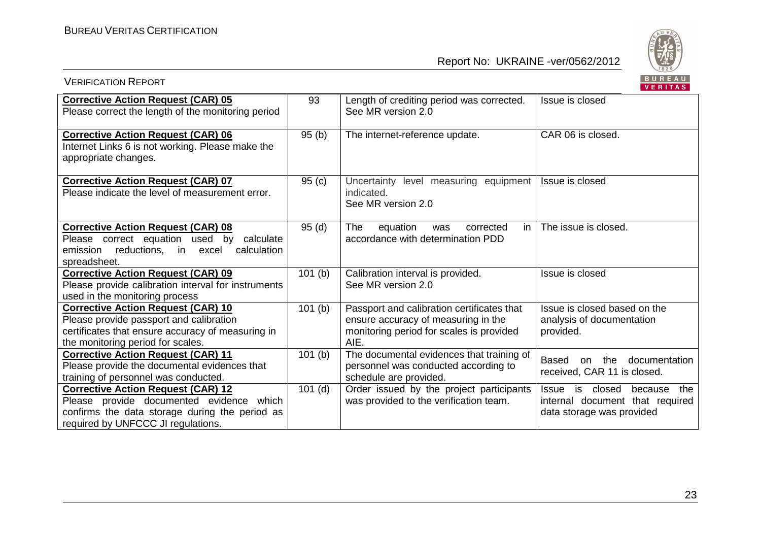| **Corrective Action Request (CAR) 05** Please correct the length of the monitoring period | 93 | Length of crediting period was corrected. See MR version 2.0 | Issue is closed |
|---|---|---|---|
| **Corrective Action Request (CAR) 06** Internet Links 6 is not working. Please make the appropriate changes. | 95 (b) | The internet-reference update. | CAR 06 is closed. |
| **Corrective Action Request (CAR) 07** Please indicate the level of measurement error. | 95 (c) | Uncertainty level measuring equipment indicated. See MR version 2.0 | Issue is closed |
| **Corrective Action Request (CAR) 08** Please correct equation used by calculate emission reductions, in excel calculation spreadsheet. | 95 (d) | The equation was corrected in accordance with determination PDD | The issue is closed. |
| **Corrective Action Request (CAR) 09** Please provide calibration interval for instruments used in the monitoring process | 101 (b) | Calibration interval is provided. See MR version 2.0 | Issue is closed |
| **Corrective Action Request (CAR) 10** Please provide passport and calibration certificates that ensure accuracy of measuring in the monitoring period for scales. | 101 (b) | Passport and calibration certificates that ensure accuracy of measuring in the monitoring period for scales is provided AIE. | Issue is closed based on the analysis of documentation provided. |
| **Corrective Action Request (CAR) 11** Please provide the documental evidences that training of personnel was conducted. | 101 (b) | The documental evidences that training of personnel was conducted according to schedule are provided. | Based on the documentation received, CAR 11 is closed. |
| **Corrective Action Request (CAR) 12** Please provide documented evidence which confirms the data storage during the period as required by UNFCCC JI regulations. | 101 (d) | Order issued by the project participants was provided to the verification team. | Issue is closed because the internal document that required data storage was provided |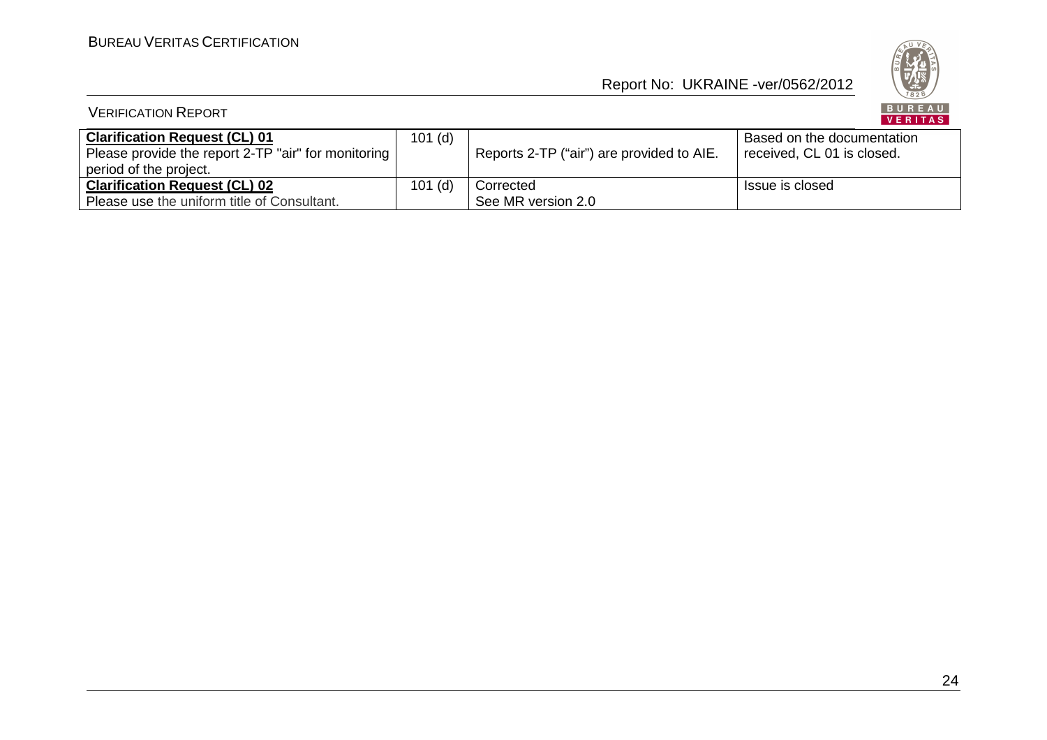| | | | |
|---|---|---|---|
| **Clarification Request (CL) 01**<br>Please provide the report 2-TP "air" for monitoring period of the project. | 101 (d) | Reports 2-TP ("air") are provided to AIE. | Based on the documentation received, CL 01 is closed. |
| **Clarification Request (CL) 02**<br>Please use the uniform title of Consultant. | 101 (d) | Corrected<br>See MR version 2.0 | Issue is closed |